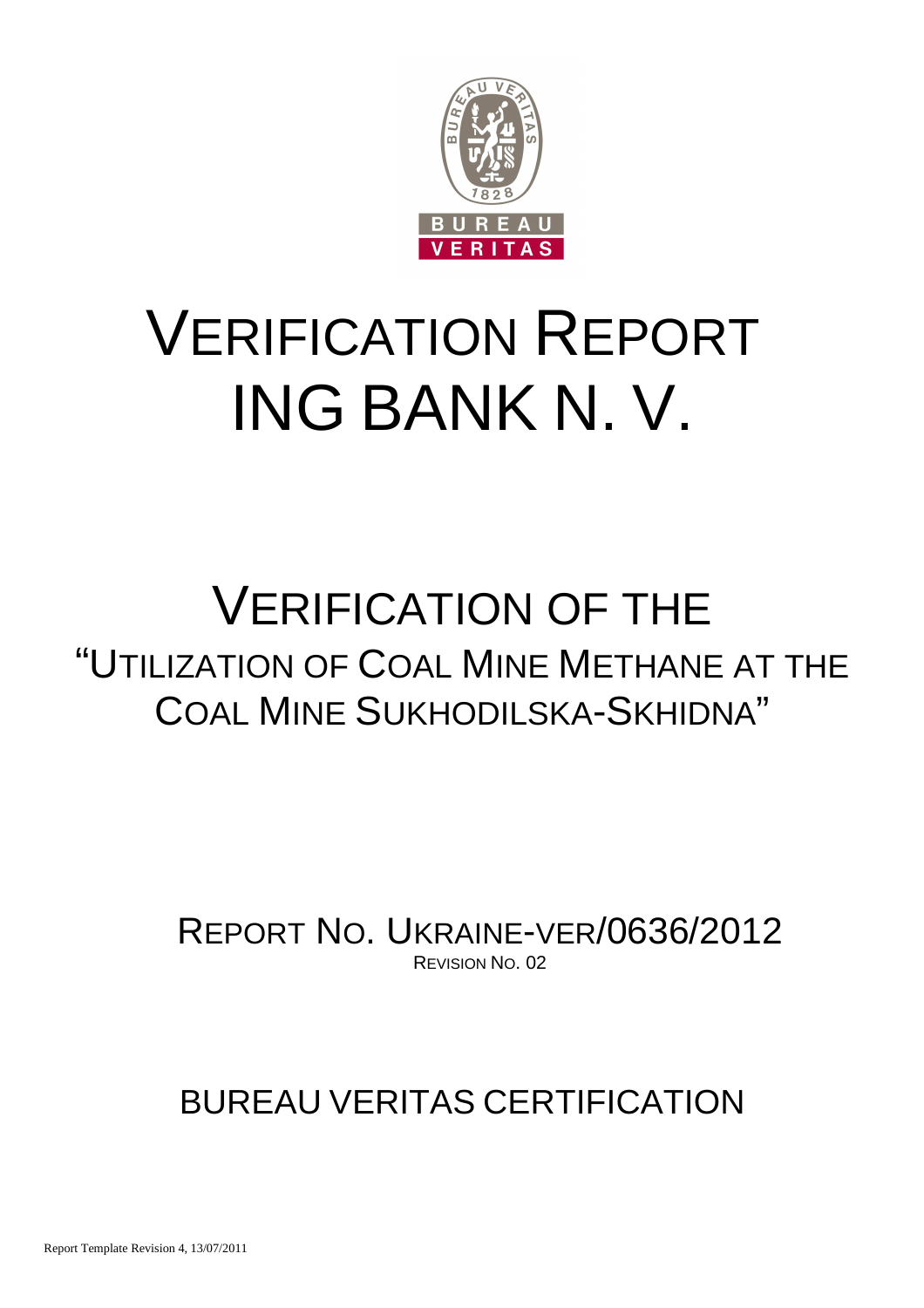# VERIFICATION REPORT ING BANK N. V.

## VERIFICATION OF THE "UTILIZATION OF COAL MINE METHANE AT THE COAL MINE SUKHODILSKA-SKHIDNA"

REPORT NO. UKRAINE-VER/0636/2012

REVISION NO. 02

BUREAU VERITAS CERTIFICATION

Report Template Revision 4, 13/07/2011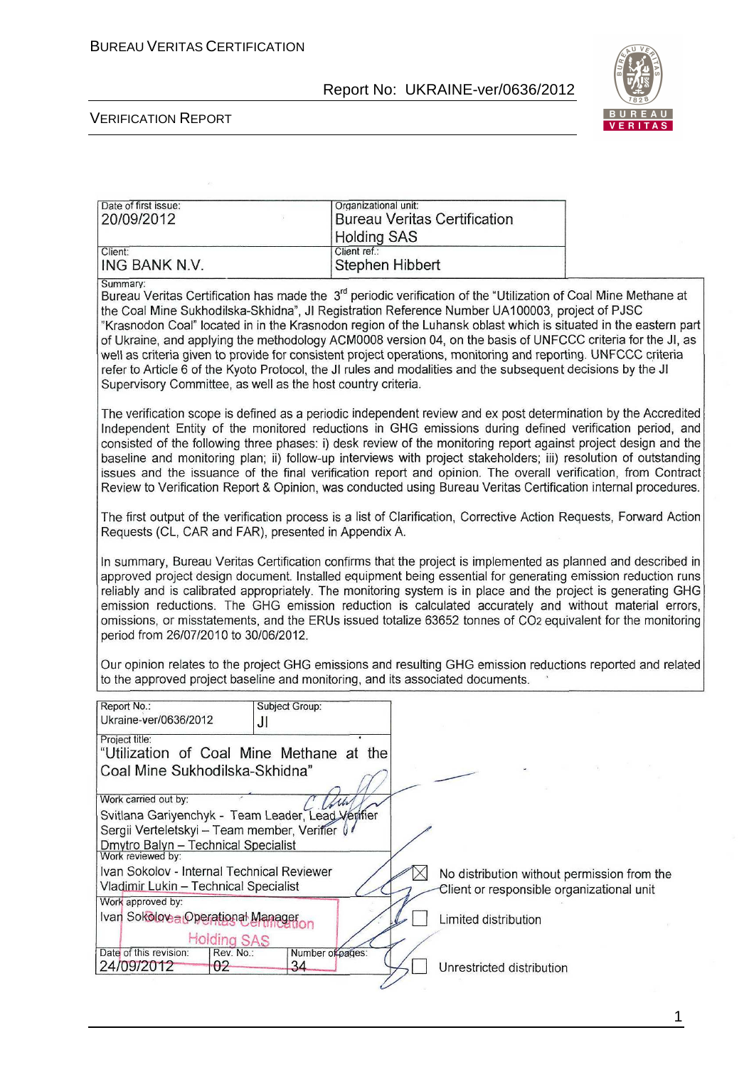| Date of first issue: | Organizational unit: |
|---|---|
| 20/09/2012 | Bureau Veritas Certification Holding SAS |
| Client: | Client ref.: |
| ING BANK N.V. | Stephen Hibbert |

Summary:

Bureau Veritas Certification has made the 3rd periodic verification of the "Utilization of Coal Mine Methane at the Coal Mine Sukhodilska-Skhidna", JI Registration Reference Number UA100003, project of PJSC "Krasnodon Coal" located in in the Krasnodon region of the Luhansk oblast which is situated in the eastern part of Ukraine, and applying the methodology ACM0008 version 04, on the basis of UNFCCC criteria for the JI, as well as criteria given to provide for consistent project operations, monitoring and reporting. UNFCCC criteria refer to Article 6 of the Kyoto Protocol, the JI rules and modalities and the subsequent decisions by the JI Supervisory Committee, as well as the host country criteria.

The verification scope is defined as a periodic independent review and ex post determination by the Accredited Independent Entity of the monitored reductions in GHG emissions during defined verification period, and consisted of the following three phases: i) desk review of the monitoring report against project design and the baseline and monitoring plan; ii) follow-up interviews with project stakeholders; iii) resolution of outstanding issues and the issuance of the final verification report and opinion. The overall verification, from Contract Review to Verification Report & Opinion, was conducted using Bureau Veritas Certification internal procedures.

The first output of the verification process is a list of Clarification, Corrective Action Requests, Forward Action Requests (CL, CAR and FAR), presented in Appendix A.

In summary, Bureau Veritas Certification confirms that the project is implemented as planned and described in approved project design document. Installed equipment being essential for generating emission reduction runs reliably and is calibrated appropriately. The monitoring system is in place and the project is generating GHG emission reductions. The GHG emission reduction is calculated accurately and without material errors, omissions, or misstatements, and the ERUs issued totalize 63652 tonnes of $CO_2$ equivalent for the monitoring period from 26/07/2010 to 30/06/2012.

Our opinion relates to the project GHG emissions and resulting GHG emission reductions reported and related to the approved project baseline and monitoring, and its associated documents.

| Report No.: | Subject Group: |
|---|---|
| Ukraine-ver/0636/2012 | JI |

Project title:
"Utilization of Coal Mine Methane at the Coal Mine Sukhodilska-Skhidna"

Work carried out by:
Svitlana Gariyenchyk - Team Leader, Lead Verifier
Sergii Verteletskyi – Team member, Verifier
Dmytro Balyn – Technical Specialist

Work reviewed by:
Ivan Sokolov - Internal Technical Reviewer
Vladimir Lukin – Technical Specialist

Work approved by:
Ivan Sokolov – Operational Manager

| Date of this revision: | Rev. No.: | Number of pages: |
|---|---|---|
| 24/09/2012 | 02 | 34 |

- [x] No distribution without permission from the Client or responsible organizational unit
- [ ] Limited distribution
- [ ] Unrestricted distribution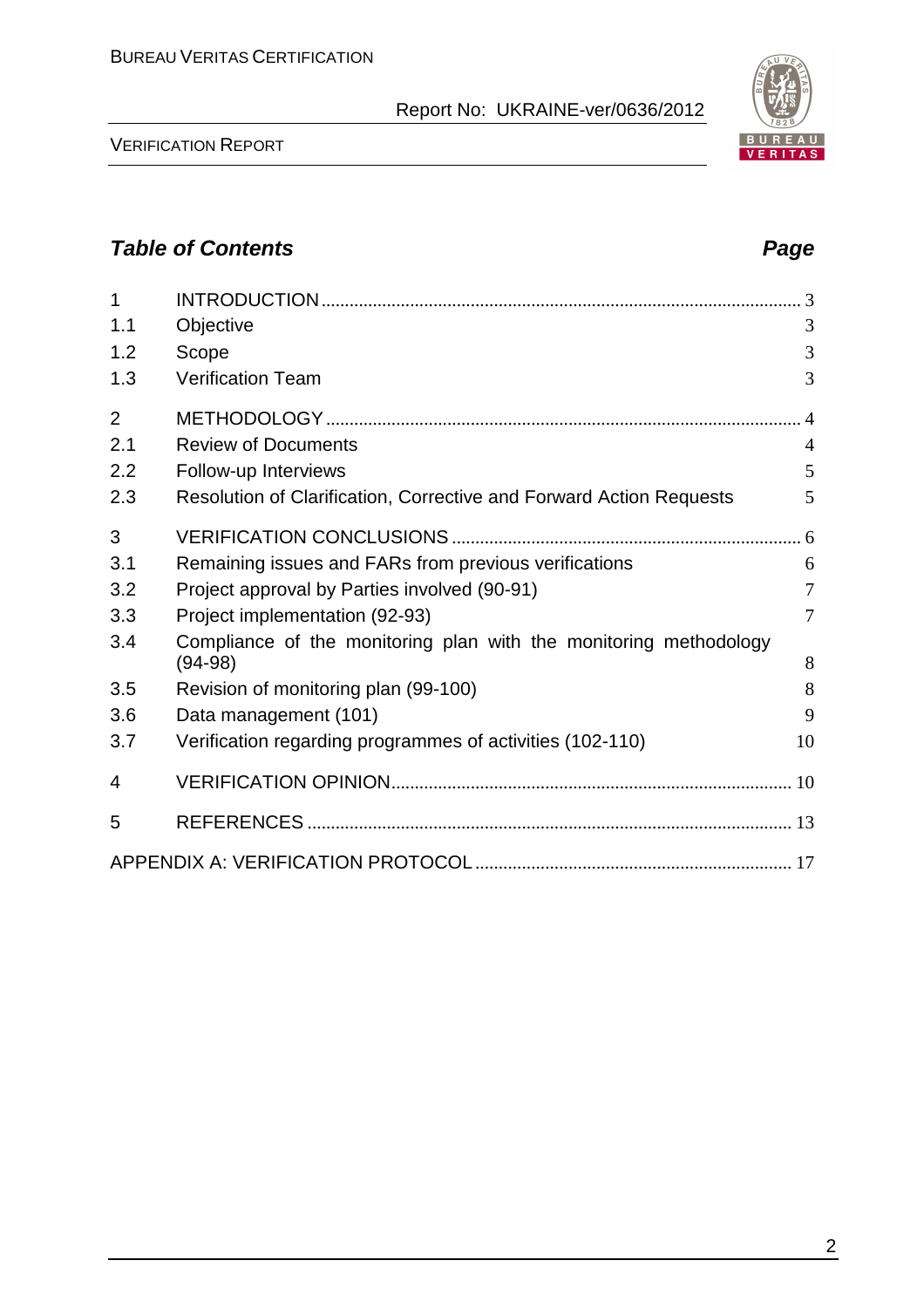## *Table of Contents* *Page*

| | | |
|---|---|---|
| 1 | INTRODUCTION | 3 |
| 1.1 | Objective | 3 |
| 1.2 | Scope | 3 |
| 1.3 | Verification Team | 3 |
| 2 | METHODOLOGY | 4 |
| 2.1 | Review of Documents | 4 |
| 2.2 | Follow-up Interviews | 5 |
| 2.3 | Resolution of Clarification, Corrective and Forward Action Requests | 5 |
| 3 | VERIFICATION CONCLUSIONS | 6 |
| 3.1 | Remaining issues and FARs from previous verifications | 6 |
| 3.2 | Project approval by Parties involved (90-91) | 7 |
| 3.3 | Project implementation (92-93) | 7 |
| 3.4 | Compliance of the monitoring plan with the monitoring methodology (94-98) | 8 |
| 3.5 | Revision of monitoring plan (99-100) | 8 |
| 3.6 | Data management (101) | 9 |
| 3.7 | Verification regarding programmes of activities (102-110) | 10 |
| 4 | VERIFICATION OPINION | 10 |
| 5 | REFERENCES | 13 |
| | APPENDIX A: VERIFICATION PROTOCOL | 17 |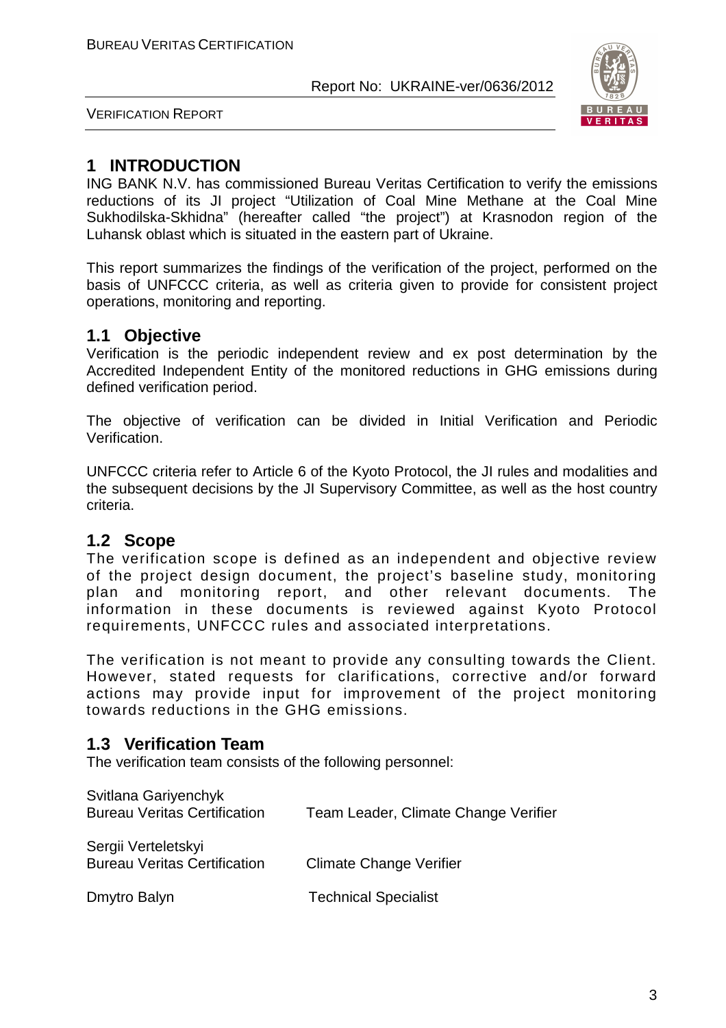# 1 INTRODUCTION

ING BANK N.V. has commissioned Bureau Veritas Certification to verify the emissions reductions of its JI project "Utilization of Coal Mine Methane at the Coal Mine Sukhodilska-Skhidna" (hereafter called "the project") at Krasnodon region of the Luhansk oblast which is situated in the eastern part of Ukraine.

This report summarizes the findings of the verification of the project, performed on the basis of UNFCCC criteria, as well as criteria given to provide for consistent project operations, monitoring and reporting.

## 1.1 Objective

Verification is the periodic independent review and ex post determination by the Accredited Independent Entity of the monitored reductions in GHG emissions during defined verification period.

The objective of verification can be divided in Initial Verification and Periodic Verification.

UNFCCC criteria refer to Article 6 of the Kyoto Protocol, the JI rules and modalities and the subsequent decisions by the JI Supervisory Committee, as well as the host country criteria.

## 1.2 Scope

The verification scope is defined as an independent and objective review of the project design document, the project's baseline study, monitoring plan and monitoring report, and other relevant documents. The information in these documents is reviewed against Kyoto Protocol requirements, UNFCCC rules and associated interpretations.

The verification is not meant to provide any consulting towards the Client. However, stated requests for clarifications, corrective and/or forward actions may provide input for improvement of the project monitoring towards reductions in the GHG emissions.

## 1.3 Verification Team

The verification team consists of the following personnel:

| Name / Organization | Role |
|---|---|
| Svitlana Gariyenchyk<br>Bureau Veritas Certification | Team Leader, Climate Change Verifier |
| Sergii Verteletskyi<br>Bureau Veritas Certification | Climate Change Verifier |
| Dmytro Balyn | Technical Specialist |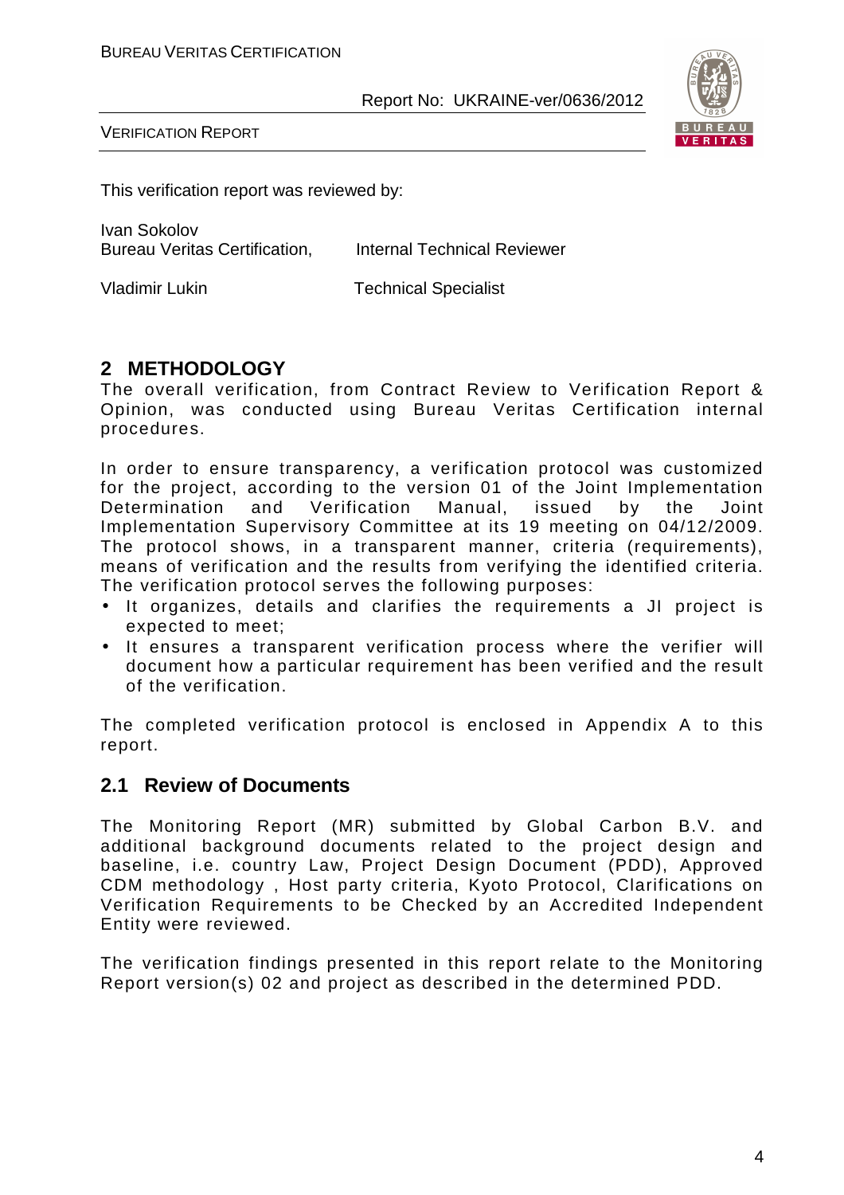This verification report was reviewed by:

Ivan Sokolov
Bureau Veritas Certification, Internal Technical Reviewer

Vladimir Lukin Technical Specialist

## 2 METHODOLOGY

The overall verification, from Contract Review to Verification Report & Opinion, was conducted using Bureau Veritas Certification internal procedures.

In order to ensure transparency, a verification protocol was customized for the project, according to the version 01 of the Joint Implementation Determination and Verification Manual, issued by the Joint Implementation Supervisory Committee at its 19 meeting on 04/12/2009. The protocol shows, in a transparent manner, criteria (requirements), means of verification and the results from verifying the identified criteria. The verification protocol serves the following purposes:

- It organizes, details and clarifies the requirements a JI project is expected to meet;
- It ensures a transparent verification process where the verifier will document how a particular requirement has been verified and the result of the verification.

The completed verification protocol is enclosed in Appendix A to this report.

### 2.1 Review of Documents

The Monitoring Report (MR) submitted by Global Carbon B.V. and additional background documents related to the project design and baseline, i.e. country Law, Project Design Document (PDD), Approved CDM methodology , Host party criteria, Kyoto Protocol, Clarifications on Verification Requirements to be Checked by an Accredited Independent Entity were reviewed.

The verification findings presented in this report relate to the Monitoring Report version(s) 02 and project as described in the determined PDD.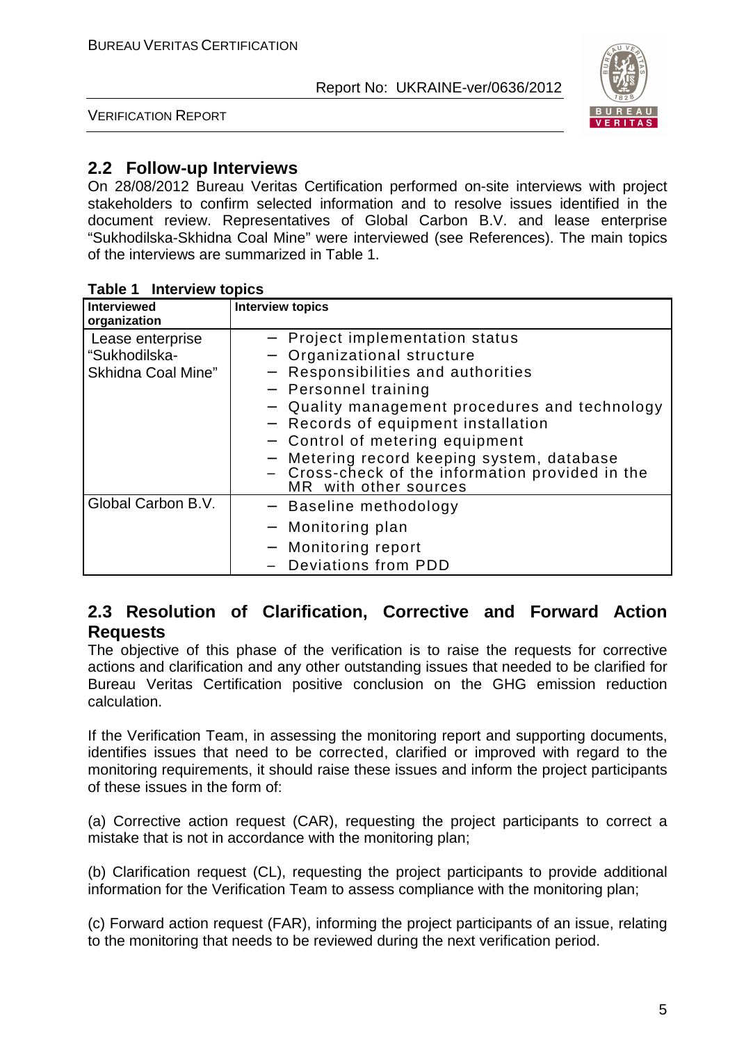## 2.2 Follow-up Interviews

On 28/08/2012 Bureau Veritas Certification performed on-site interviews with project stakeholders to confirm selected information and to resolve issues identified in the document review. Representatives of Global Carbon B.V. and lease enterprise "Sukhodilska-Skhidna Coal Mine" were interviewed (see References). The main topics of the interviews are summarized in Table 1.

**Table 1 Interview topics**

| Interviewed organization | Interview topics |
|---|---|
| Lease enterprise "Sukhodilska-Skhidna Coal Mine" | − Project implementation status<br>− Organizational structure<br>− Responsibilities and authorities<br>− Personnel training<br>− Quality management procedures and technology<br>− Records of equipment installation<br>− Control of metering equipment<br>− Metering record keeping system, database<br>− Cross-check of the information provided in the MR with other sources |
| Global Carbon B.V. | − Baseline methodology<br>− Monitoring plan<br>− Monitoring report<br>− Deviations from PDD |

## 2.3 Resolution of Clarification, Corrective and Forward Action Requests

The objective of this phase of the verification is to raise the requests for corrective actions and clarification and any other outstanding issues that needed to be clarified for Bureau Veritas Certification positive conclusion on the GHG emission reduction calculation.

If the Verification Team, in assessing the monitoring report and supporting documents, identifies issues that need to be corrected, clarified or improved with regard to the monitoring requirements, it should raise these issues and inform the project participants of these issues in the form of:

(a) Corrective action request (CAR), requesting the project participants to correct a mistake that is not in accordance with the monitoring plan;

(b) Clarification request (CL), requesting the project participants to provide additional information for the Verification Team to assess compliance with the monitoring plan;

(c) Forward action request (FAR), informing the project participants of an issue, relating to the monitoring that needs to be reviewed during the next verification period.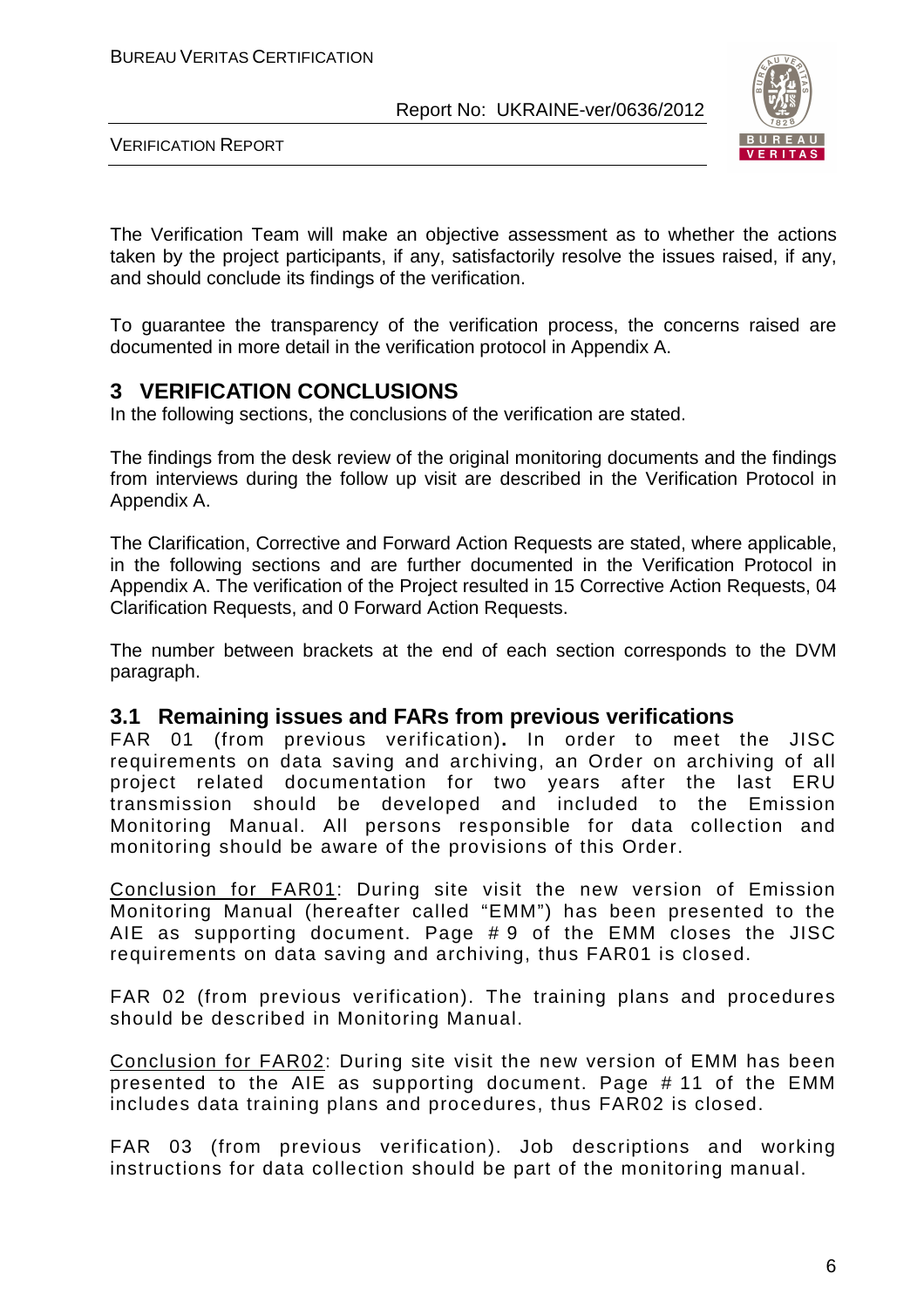The Verification Team will make an objective assessment as to whether the actions taken by the project participants, if any, satisfactorily resolve the issues raised, if any, and should conclude its findings of the verification.

To guarantee the transparency of the verification process, the concerns raised are documented in more detail in the verification protocol in Appendix A.

# 3 VERIFICATION CONCLUSIONS

In the following sections, the conclusions of the verification are stated.

The findings from the desk review of the original monitoring documents and the findings from interviews during the follow up visit are described in the Verification Protocol in Appendix A.

The Clarification, Corrective and Forward Action Requests are stated, where applicable, in the following sections and are further documented in the Verification Protocol in Appendix A. The verification of the Project resulted in 15 Corrective Action Requests, 04 Clarification Requests, and 0 Forward Action Requests.

The number between brackets at the end of each section corresponds to the DVM paragraph.

## 3.1 Remaining issues and FARs from previous verifications

FAR 01 (from previous verification)**.** In order to meet the JISC requirements on data saving and archiving, an Order on archiving of all project related documentation for two years after the last ERU transmission should be developed and included to the Emission Monitoring Manual. All persons responsible for data collection and monitoring should be aware of the provisions of this Order.

Conclusion for FAR01: During site visit the new version of Emission Monitoring Manual (hereafter called "EMM") has been presented to the AIE as supporting document. Page # 9 of the EMM closes the JISC requirements on data saving and archiving, thus FAR01 is closed.

FAR 02 (from previous verification). The training plans and procedures should be described in Monitoring Manual.

Conclusion for FAR02: During site visit the new version of EMM has been presented to the AIE as supporting document. Page # 11 of the EMM includes data training plans and procedures, thus FAR02 is closed.

FAR 03 (from previous verification). Job descriptions and working instructions for data collection should be part of the monitoring manual.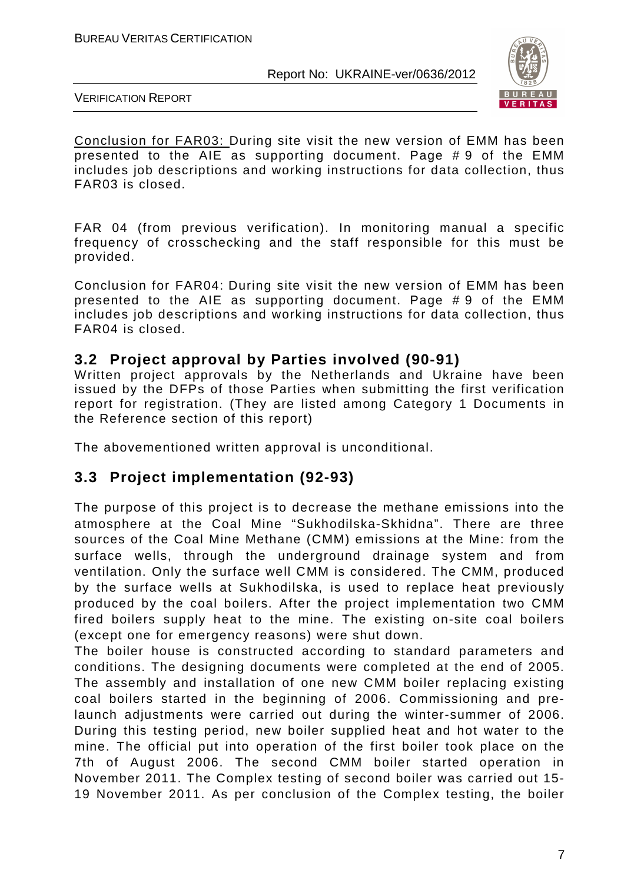Conclusion for FAR03: During site visit the new version of EMM has been presented to the AIE as supporting document. Page # 9 of the EMM includes job descriptions and working instructions for data collection, thus FAR03 is closed.

FAR 04 (from previous verification). In monitoring manual a specific frequency of crosschecking and the staff responsible for this must be provided.

Conclusion for FAR04: During site visit the new version of EMM has been presented to the AIE as supporting document. Page # 9 of the EMM includes job descriptions and working instructions for data collection, thus FAR04 is closed.

## 3.2 Project approval by Parties involved (90-91)

Written project approvals by the Netherlands and Ukraine have been issued by the DFPs of those Parties when submitting the first verification report for registration. (They are listed among Category 1 Documents in the Reference section of this report)

The abovementioned written approval is unconditional.

## 3.3 Project implementation (92-93)

The purpose of this project is to decrease the methane emissions into the atmosphere at the Coal Mine "Sukhodilska-Skhidna". There are three sources of the Coal Mine Methane (CMM) emissions at the Mine: from the surface wells, through the underground drainage system and from ventilation. Only the surface well CMM is considered. The CMM, produced by the surface wells at Sukhodilska, is used to replace heat previously produced by the coal boilers. After the project implementation two CMM fired boilers supply heat to the mine. The existing on-site coal boilers (except one for emergency reasons) were shut down.

The boiler house is constructed according to standard parameters and conditions. The designing documents were completed at the end of 2005. The assembly and installation of one new CMM boiler replacing existing coal boilers started in the beginning of 2006. Commissioning and pre-launch adjustments were carried out during the winter-summer of 2006. During this testing period, new boiler supplied heat and hot water to the mine. The official put into operation of the first boiler took place on the 7th of August 2006. The second CMM boiler started operation in November 2011. The Complex testing of second boiler was carried out 15-19 November 2011. As per conclusion of the Complex testing, the boiler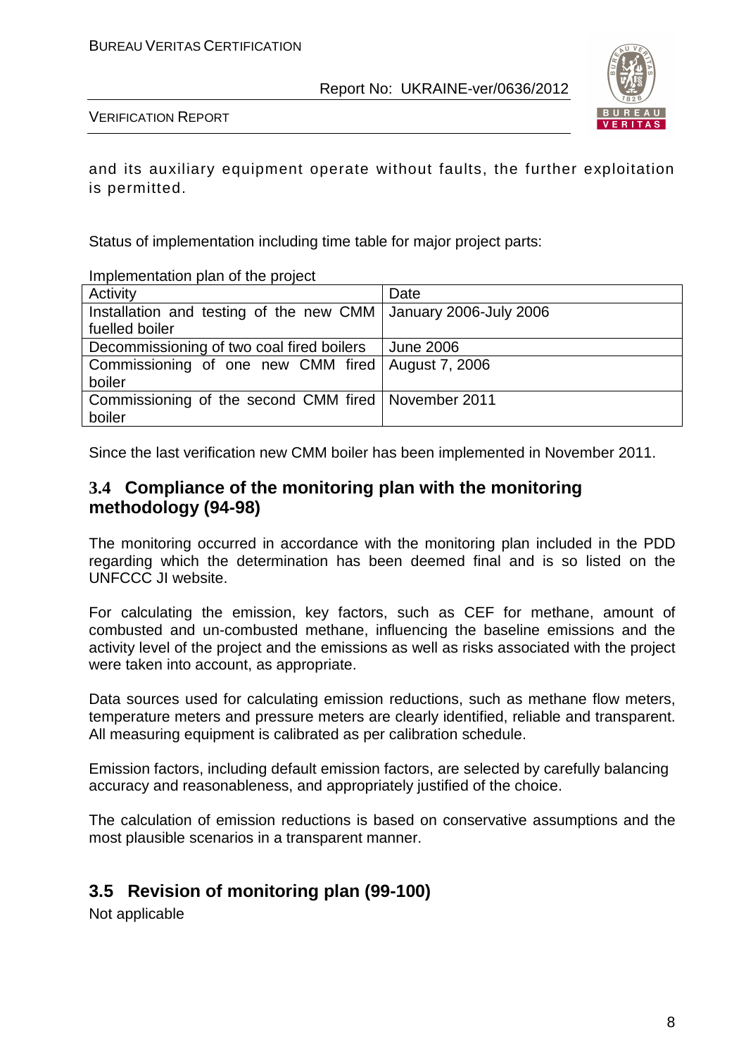and its auxiliary equipment operate without faults, the further exploitation is permitted.

Status of implementation including time table for major project parts:

Implementation plan of the project

| Activity | Date |
|---|---|
| Installation and testing of the new CMM fuelled boiler | January 2006-July 2006 |
| Decommissioning of two coal fired boilers | June 2006 |
| Commissioning of one new CMM fired boiler | August 7, 2006 |
| Commissioning of the second CMM fired boiler | November 2011 |

Since the last verification new CMM boiler has been implemented in November 2011.

## 3.4 Compliance of the monitoring plan with the monitoring methodology (94-98)

The monitoring occurred in accordance with the monitoring plan included in the PDD regarding which the determination has been deemed final and is so listed on the UNFCCC JI website.

For calculating the emission, key factors, such as CEF for methane, amount of combusted and un-combusted methane, influencing the baseline emissions and the activity level of the project and the emissions as well as risks associated with the project were taken into account, as appropriate.

Data sources used for calculating emission reductions, such as methane flow meters, temperature meters and pressure meters are clearly identified, reliable and transparent. All measuring equipment is calibrated as per calibration schedule.

Emission factors, including default emission factors, are selected by carefully balancing accuracy and reasonableness, and appropriately justified of the choice.

The calculation of emission reductions is based on conservative assumptions and the most plausible scenarios in a transparent manner.

## 3.5 Revision of monitoring plan (99-100)

Not applicable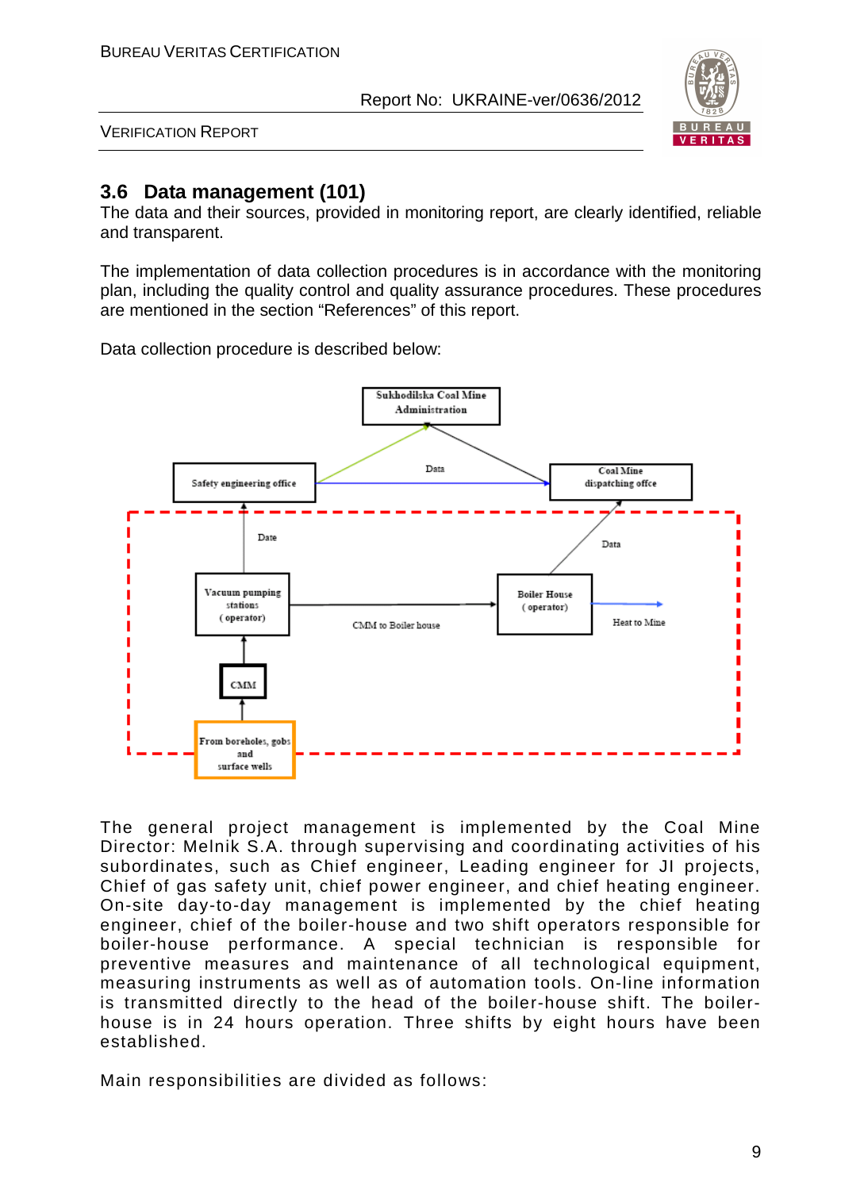## 3.6 Data management (101)

The data and their sources, provided in monitoring report, are clearly identified, reliable and transparent.

The implementation of data collection procedures is in accordance with the monitoring plan, including the quality control and quality assurance procedures. These procedures are mentioned in the section "References" of this report.

Data collection procedure is described below:

Sukhodilska Coal Mine Administration

Safety engineering office — Data — Coal Mine dispatching offce

Date — Data

Vacuum pumping stations (operator) — CMM to Boiler house — Boiler House (operator) — Heat to Mine

CMM

From boreholes, gobs and surface wells

The general project management is implemented by the Coal Mine Director: Melnik S.A. through supervising and coordinating activities of his subordinates, such as Chief engineer, Leading engineer for JI projects, Chief of gas safety unit, chief power engineer, and chief heating engineer. On-site day-to-day management is implemented by the chief heating engineer, chief of the boiler-house and two shift operators responsible for boiler-house performance. A special technician is responsible for preventive measures and maintenance of all technological equipment, measuring instruments as well as of automation tools. On-line information is transmitted directly to the head of the boiler-house shift. The boiler-house is in 24 hours operation. Three shifts by eight hours have been established.

Main responsibilities are divided as follows: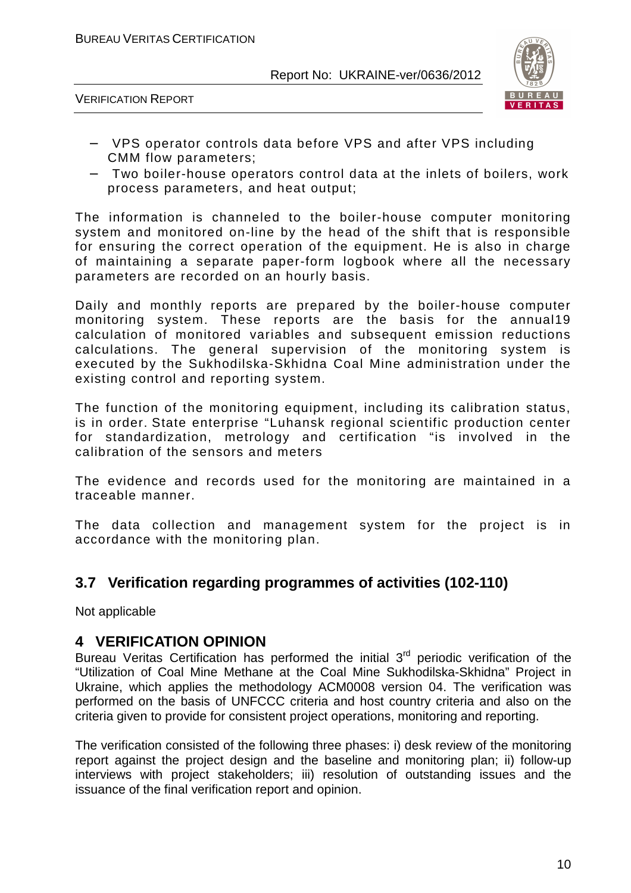- VPS operator controls data before VPS and after VPS including CMM flow parameters;
- Two boiler-house operators control data at the inlets of boilers, work process parameters, and heat output;

The information is channeled to the boiler-house computer monitoring system and monitored on-line by the head of the shift that is responsible for ensuring the correct operation of the equipment. He is also in charge of maintaining a separate paper-form logbook where all the necessary parameters are recorded on an hourly basis.

Daily and monthly reports are prepared by the boiler-house computer monitoring system. These reports are the basis for the annual19 calculation of monitored variables and subsequent emission reductions calculations. The general supervision of the monitoring system is executed by the Sukhodilska-Skhidna Coal Mine administration under the existing control and reporting system.

The function of the monitoring equipment, including its calibration status, is in order. State enterprise "Luhansk regional scientific production center for standardization, metrology and certification "is involved in the calibration of the sensors and meters

The evidence and records used for the monitoring are maintained in a traceable manner.

The data collection and management system for the project is in accordance with the monitoring plan.

## 3.7 Verification regarding programmes of activities (102-110)

Not applicable

# 4 VERIFICATION OPINION

Bureau Veritas Certification has performed the initial 3rd periodic verification of the "Utilization of Coal Mine Methane at the Coal Mine Sukhodilska-Skhidna" Project in Ukraine, which applies the methodology ACM0008 version 04. The verification was performed on the basis of UNFCCC criteria and host country criteria and also on the criteria given to provide for consistent project operations, monitoring and reporting.

The verification consisted of the following three phases: i) desk review of the monitoring report against the project design and the baseline and monitoring plan; ii) follow-up interviews with project stakeholders; iii) resolution of outstanding issues and the issuance of the final verification report and opinion.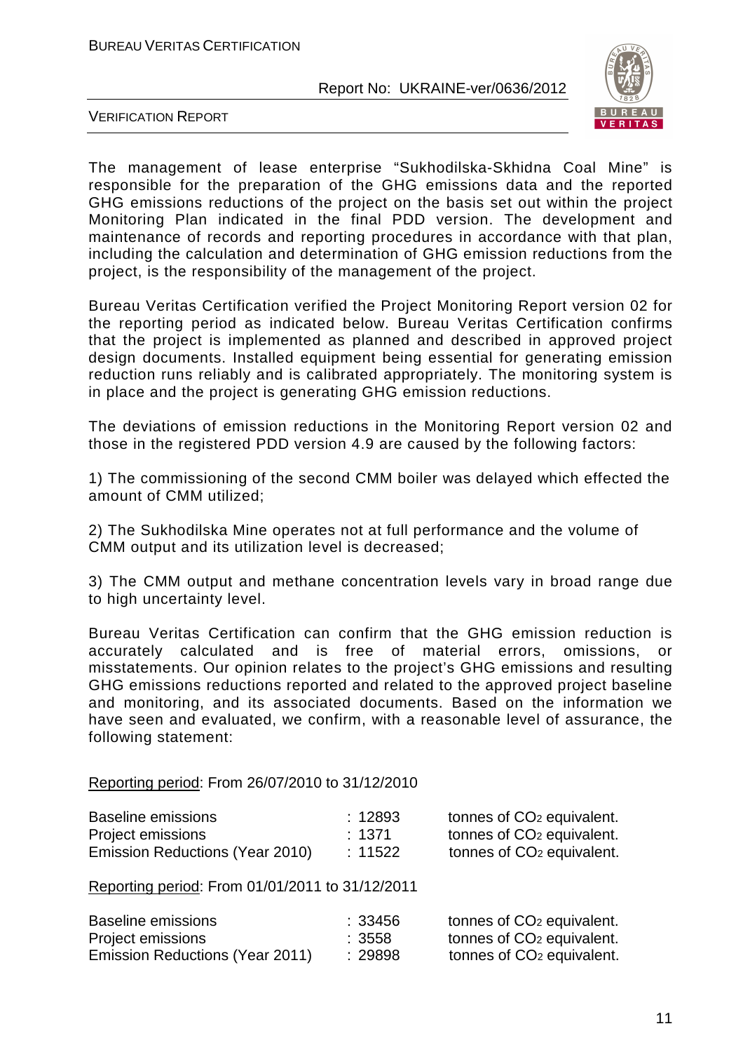The management of lease enterprise "Sukhodilska-Skhidna Coal Mine" is responsible for the preparation of the GHG emissions data and the reported GHG emissions reductions of the project on the basis set out within the project Monitoring Plan indicated in the final PDD version. The development and maintenance of records and reporting procedures in accordance with that plan, including the calculation and determination of GHG emission reductions from the project, is the responsibility of the management of the project.

Bureau Veritas Certification verified the Project Monitoring Report version 02 for the reporting period as indicated below. Bureau Veritas Certification confirms that the project is implemented as planned and described in approved project design documents. Installed equipment being essential for generating emission reduction runs reliably and is calibrated appropriately. The monitoring system is in place and the project is generating GHG emission reductions.

The deviations of emission reductions in the Monitoring Report version 02 and those in the registered PDD version 4.9 are caused by the following factors:

1) The commissioning of the second CMM boiler was delayed which effected the amount of CMM utilized;

2) The Sukhodilska Mine operates not at full performance and the volume of CMM output and its utilization level is decreased;

3) The CMM output and methane concentration levels vary in broad range due to high uncertainty level.

Bureau Veritas Certification can confirm that the GHG emission reduction is accurately calculated and is free of material errors, omissions, or misstatements. Our opinion relates to the project's GHG emissions and resulting GHG emissions reductions reported and related to the approved project baseline and monitoring, and its associated documents. Based on the information we have seen and evaluated, we confirm, with a reasonable level of assurance, the following statement:

Reporting period: From 26/07/2010 to 31/12/2010

| | | |
|---|---|---|
| Baseline emissions | : 12893 | tonnes of $CO_2$ equivalent. |
| Project emissions | : 1371 | tonnes of $CO_2$ equivalent. |
| Emission Reductions (Year 2010) | : 11522 | tonnes of $CO_2$ equivalent. |

Reporting period: From 01/01/2011 to 31/12/2011

| | | |
|---|---|---|
| Baseline emissions | : 33456 | tonnes of $CO_2$ equivalent. |
| Project emissions | : 3558 | tonnes of $CO_2$ equivalent. |
| Emission Reductions (Year 2011) | : 29898 | tonnes of $CO_2$ equivalent. |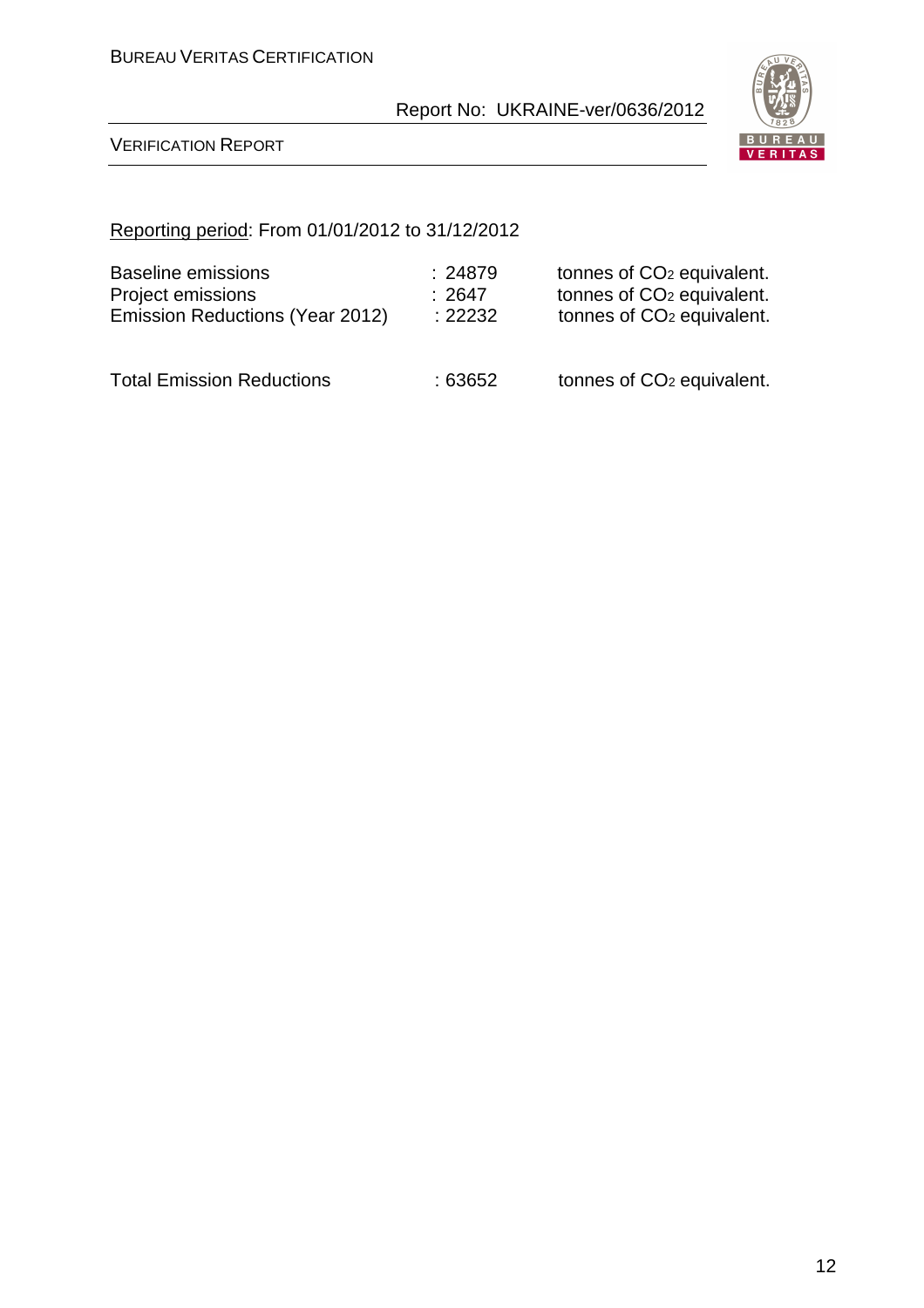Reporting period: From 01/01/2012 to 31/12/2012

| | | |
|---|---|---|
| Baseline emissions | : 24879 | tonnes of $CO_2$ equivalent. |
| Project emissions | : 2647 | tonnes of $CO_2$ equivalent. |
| Emission Reductions (Year 2012) | : 22232 | tonnes of $CO_2$ equivalent. |

| | | |
|---|---|---|
| Total Emission Reductions | : 63652 | tonnes of $CO_2$ equivalent. |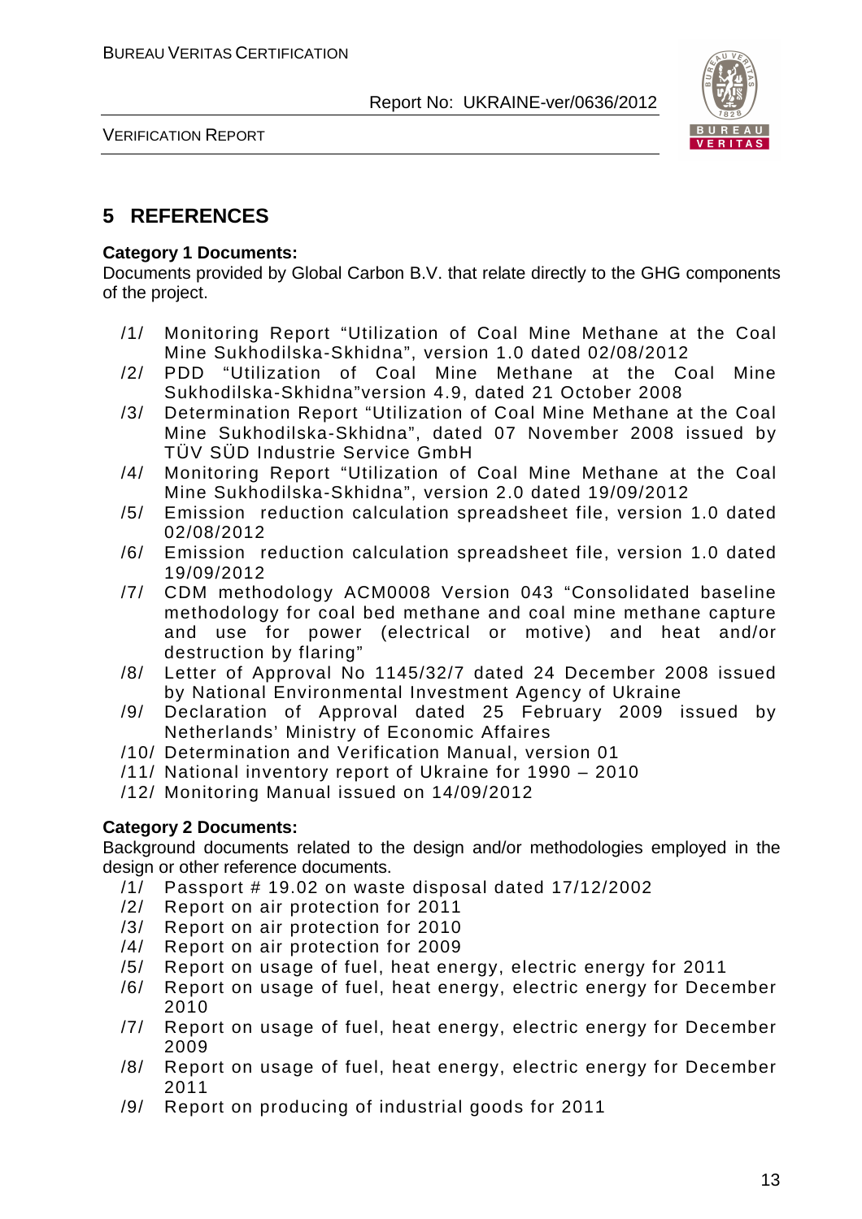# 5 REFERENCES

**Category 1 Documents:**
Documents provided by Global Carbon B.V. that relate directly to the GHG components of the project.

/1/ Monitoring Report "Utilization of Coal Mine Methane at the Coal Mine Sukhodilska-Skhidna", version 1.0 dated 02/08/2012
/2/ PDD "Utilization of Coal Mine Methane at the Coal Mine Sukhodilska-Skhidna"version 4.9, dated 21 October 2008
/3/ Determination Report "Utilization of Coal Mine Methane at the Coal Mine Sukhodilska-Skhidna", dated 07 November 2008 issued by TÜV SÜD Industrie Service GmbH
/4/ Monitoring Report "Utilization of Coal Mine Methane at the Coal Mine Sukhodilska-Skhidna", version 2.0 dated 19/09/2012
/5/ Emission reduction calculation spreadsheet file, version 1.0 dated 02/08/2012
/6/ Emission reduction calculation spreadsheet file, version 1.0 dated 19/09/2012
/7/ CDM methodology ACM0008 Version 043 "Consolidated baseline methodology for coal bed methane and coal mine methane capture and use for power (electrical or motive) and heat and/or destruction by flaring"
/8/ Letter of Approval No 1145/32/7 dated 24 December 2008 issued by National Environmental Investment Agency of Ukraine
/9/ Declaration of Approval dated 25 February 2009 issued by Netherlands' Ministry of Economic Affaires
/10/ Determination and Verification Manual, version 01
/11/ National inventory report of Ukraine for 1990 – 2010
/12/ Monitoring Manual issued on 14/09/2012

**Category 2 Documents:**
Background documents related to the design and/or methodologies employed in the design or other reference documents.

/1/ Passport # 19.02 on waste disposal dated 17/12/2002
/2/ Report on air protection for 2011
/3/ Report on air protection for 2010
/4/ Report on air protection for 2009
/5/ Report on usage of fuel, heat energy, electric energy for 2011
/6/ Report on usage of fuel, heat energy, electric energy for December 2010
/7/ Report on usage of fuel, heat energy, electric energy for December 2009
/8/ Report on usage of fuel, heat energy, electric energy for December 2011
/9/ Report on producing of industrial goods for 2011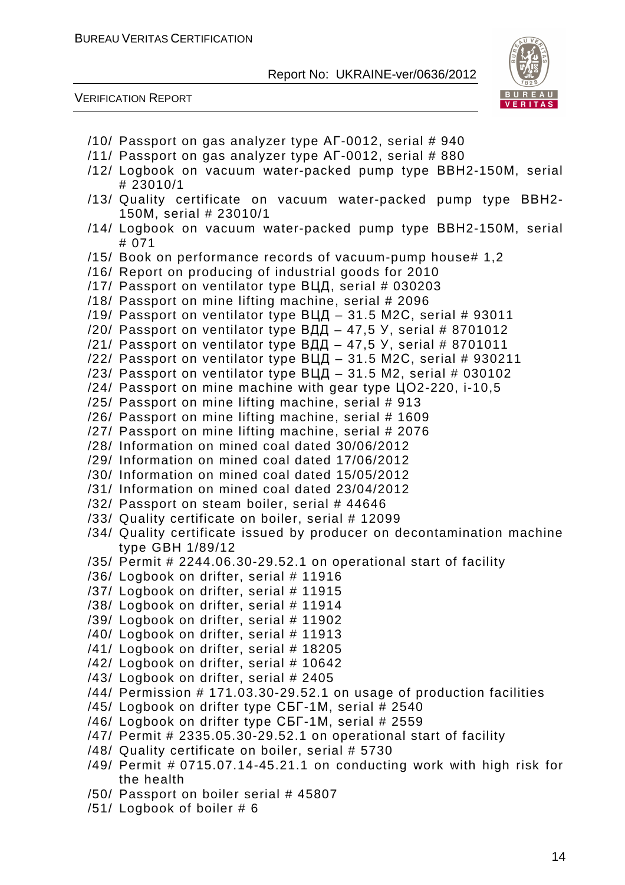/10/ Passport on gas analyzer type АГ-0012, serial # 940
/11/ Passport on gas analyzer type АГ-0012, serial # 880
/12/ Logbook on vacuum water-packed pump type ВВН2-150М, serial # 23010/1
/13/ Quality certificate on vacuum water-packed pump type ВВН2-150М, serial # 23010/1
/14/ Logbook on vacuum water-packed pump type ВВН2-150М, serial # 071
/15/ Book on performance records of vacuum-pump house# 1,2
/16/ Report on producing of industrial goods for 2010
/17/ Passport on ventilator type ВЦД, serial # 030203
/18/ Passport on mine lifting machine, serial # 2096
/19/ Passport on ventilator type ВЦД – 31.5 М2С, serial # 93011
/20/ Passport on ventilator type ВДД – 47,5 У, serial # 8701012
/21/ Passport on ventilator type ВДД – 47,5 У, serial # 8701011
/22/ Passport on ventilator type ВЦД – 31.5 М2С, serial # 930211
/23/ Passport on ventilator type ВЦД – 31.5 М2, serial # 030102
/24/ Passport on mine machine with gear type ЦО2-220, i-10,5
/25/ Passport on mine lifting machine, serial # 913
/26/ Passport on mine lifting machine, serial # 1609
/27/ Passport on mine lifting machine, serial # 2076
/28/ Information on mined coal dated 30/06/2012
/29/ Information on mined coal dated 17/06/2012
/30/ Information on mined coal dated 15/05/2012
/31/ Information on mined coal dated 23/04/2012
/32/ Passport on steam boiler, serial # 44646
/33/ Quality certificate on boiler, serial # 12099
/34/ Quality certificate issued by producer on decontamination machine type GBH 1/89/12
/35/ Permit # 2244.06.30-29.52.1 on operational start of facility
/36/ Logbook on drifter, serial # 11916
/37/ Logbook on drifter, serial # 11915
/38/ Logbook on drifter, serial # 11914
/39/ Logbook on drifter, serial # 11902
/40/ Logbook on drifter, serial # 11913
/41/ Logbook on drifter, serial # 18205
/42/ Logbook on drifter, serial # 10642
/43/ Logbook on drifter, serial # 2405
/44/ Permission # 171.03.30-29.52.1 on usage of production facilities
/45/ Logbook on drifter type СБГ-1М, serial # 2540
/46/ Logbook on drifter type СБГ-1М, serial # 2559
/47/ Permit # 2335.05.30-29.52.1 on operational start of facility
/48/ Quality certificate on boiler, serial # 5730
/49/ Permit # 0715.07.14-45.21.1 on conducting work with high risk for the health
/50/ Passport on boiler serial # 45807
/51/ Logbook of boiler # 6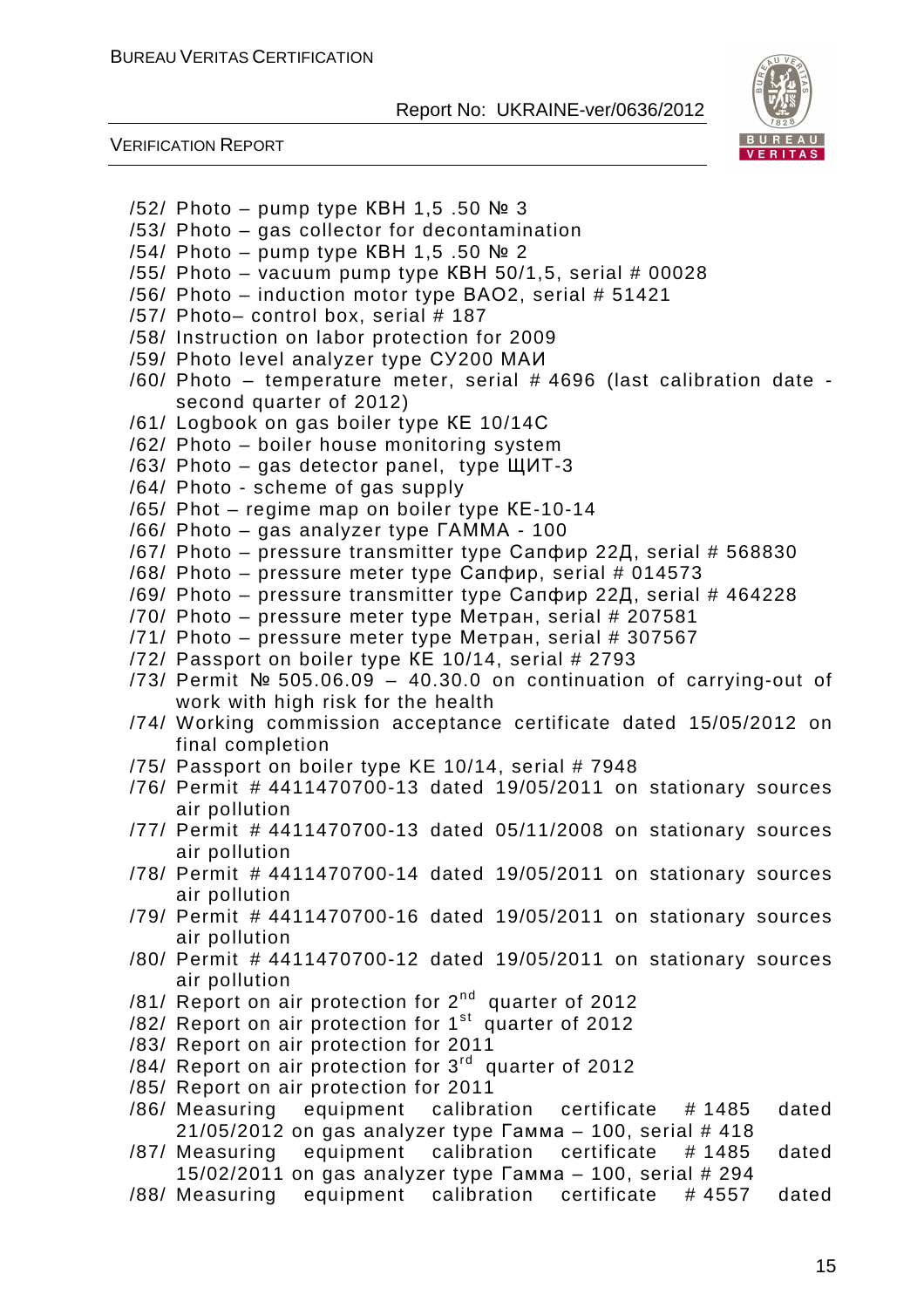/52/ Photo – pump type КВН 1,5 .50 № 3
/53/ Photo – gas collector for decontamination
/54/ Photo – pump type КВН 1,5 .50 № 2
/55/ Photo – vacuum pump type КВН 50/1,5, serial # 00028
/56/ Photo – induction motor type ВАО2, serial # 51421
/57/ Photo– control box, serial # 187
/58/ Instruction on labor protection for 2009
/59/ Photo level analyzer type СУ200 МАИ
/60/ Photo – temperature meter, serial # 4696 (last calibration date - second quarter of 2012)
/61/ Logbook on gas boiler type КЕ 10/14С
/62/ Photo – boiler house monitoring system
/63/ Photo – gas detector panel, type ЩИТ-3
/64/ Photo - scheme of gas supply
/65/ Phot – regime map on boiler type КЕ-10-14
/66/ Photo – gas analyzer type ГАММА - 100
/67/ Photo – pressure transmitter type Сапфир 22Д, serial # 568830
/68/ Photo – pressure meter type Сапфир, serial # 014573
/69/ Photo – pressure transmitter type Сапфир 22Д, serial # 464228
/70/ Photo – pressure meter type Метран, serial # 207581
/71/ Photo – pressure meter type Метран, serial # 307567
/72/ Passport on boiler type КЕ 10/14, serial # 2793
/73/ Permit № 505.06.09 – 40.30.0 on continuation of carrying-out of work with high risk for the health
/74/ Working commission acceptance certificate dated 15/05/2012 on final completion
/75/ Passport on boiler type КЕ 10/14, serial # 7948
/76/ Permit # 4411470700-13 dated 19/05/2011 on stationary sources air pollution
/77/ Permit # 4411470700-13 dated 05/11/2008 on stationary sources air pollution
/78/ Permit # 4411470700-14 dated 19/05/2011 on stationary sources air pollution
/79/ Permit # 4411470700-16 dated 19/05/2011 on stationary sources air pollution
/80/ Permit # 4411470700-12 dated 19/05/2011 on stationary sources air pollution
/81/ Report on air protection for 2nd quarter of 2012
/82/ Report on air protection for 1st quarter of 2012
/83/ Report on air protection for 2011
/84/ Report on air protection for 3rd quarter of 2012
/85/ Report on air protection for 2011
/86/ Measuring equipment calibration certificate # 1485 dated 21/05/2012 on gas analyzer type Гамма – 100, serial # 418
/87/ Measuring equipment calibration certificate # 1485 dated 15/02/2011 on gas analyzer type Гамма – 100, serial # 294
/88/ Measuring equipment calibration certificate # 4557 dated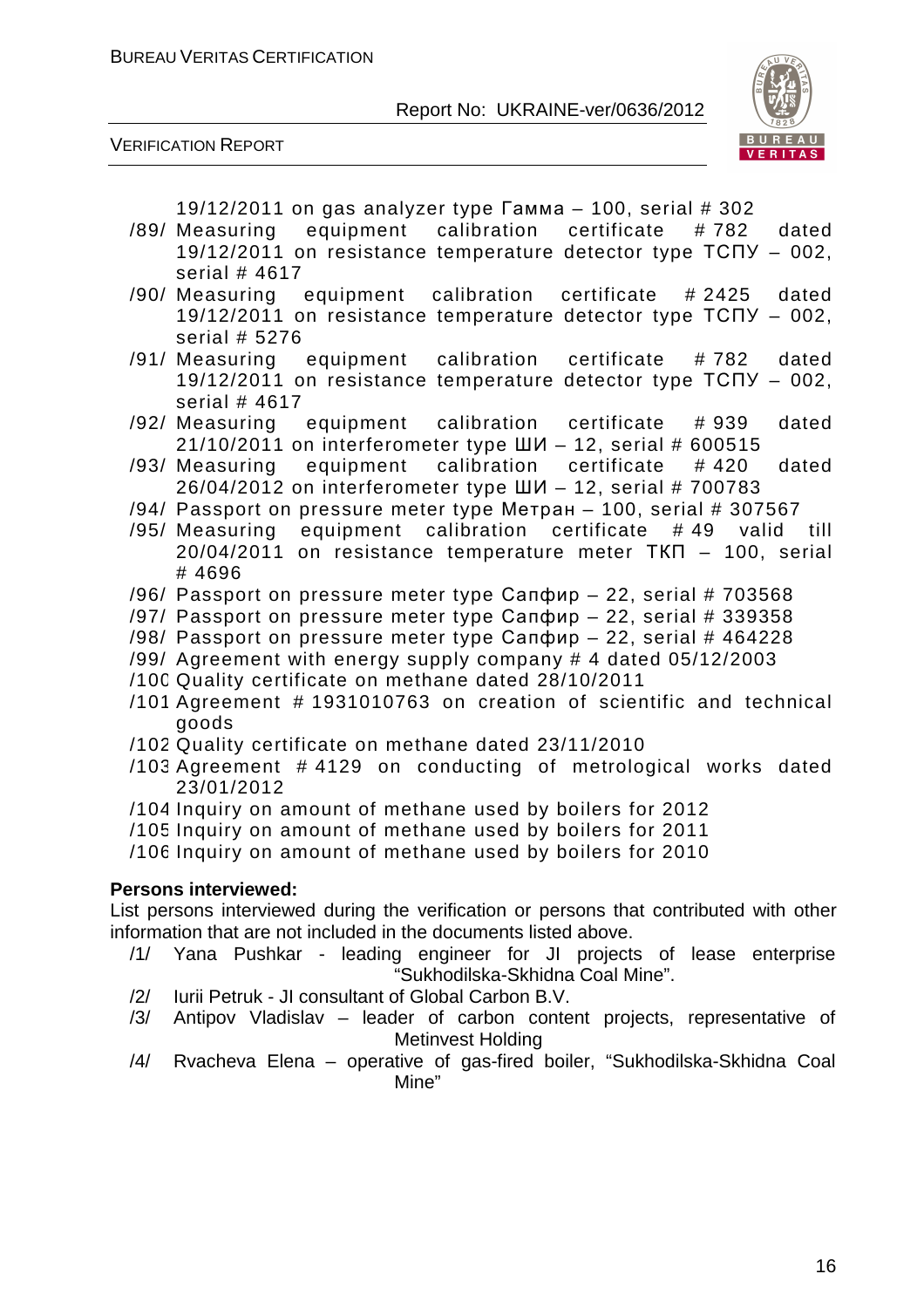19/12/2011 on gas analyzer type Гамма – 100, serial # 302

/89/ Measuring equipment calibration certificate # 782 dated 19/12/2011 on resistance temperature detector type ТСПУ – 002, serial # 4617

/90/ Measuring equipment calibration certificate # 2425 dated 19/12/2011 on resistance temperature detector type ТСПУ – 002, serial # 5276

/91/ Measuring equipment calibration certificate # 782 dated 19/12/2011 on resistance temperature detector type ТСПУ – 002, serial # 4617

/92/ Measuring equipment calibration certificate # 939 dated 21/10/2011 on interferometer type ШИ – 12, serial # 600515

/93/ Measuring equipment calibration certificate # 420 dated 26/04/2012 on interferometer type ШИ – 12, serial # 700783

/94/ Passport on pressure meter type Метран – 100, serial # 307567

/95/ Measuring equipment calibration certificate # 49 valid till 20/04/2011 on resistance temperature meter ТКП – 100, serial # 4696

/96/ Passport on pressure meter type Сапфир – 22, serial # 703568

/97/ Passport on pressure meter type Сапфир – 22, serial # 339358

/98/ Passport on pressure meter type Сапфир – 22, serial # 464228

/99/ Agreement with energy supply company # 4 dated 05/12/2003

/100/ Quality certificate on methane dated 28/10/2011

/101/ Agreement # 1931010763 on creation of scientific and technical goods

/102/ Quality certificate on methane dated 23/11/2010

/103/ Agreement # 4129 on conducting of metrological works dated 23/01/2012

/104/ Inquiry on amount of methane used by boilers for 2012

/105/ Inquiry on amount of methane used by boilers for 2011

/106/ Inquiry on amount of methane used by boilers for 2010

**Persons interviewed:**

List persons interviewed during the verification or persons that contributed with other information that are not included in the documents listed above.

/1/ Yana Pushkar - leading engineer for JI projects of lease enterprise "Sukhodilska-Skhidna Coal Mine".

/2/ Iurii Petruk - JI consultant of Global Carbon B.V.

/3/ Antipov Vladislav – leader of carbon content projects, representative of Metinvest Holding

/4/ Rvacheva Elena – operative of gas-fired boiler, "Sukhodilska-Skhidna Coal Mine"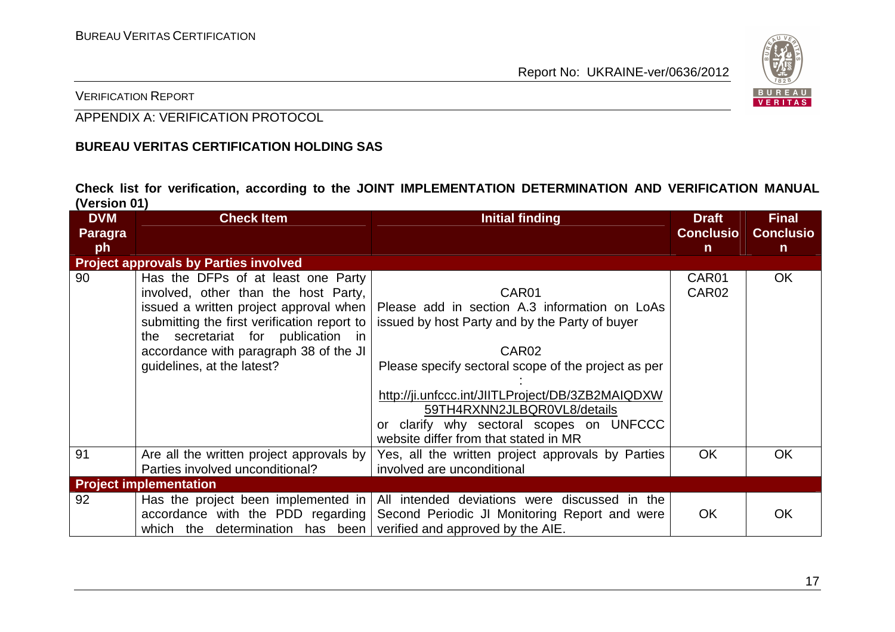APPENDIX A: VERIFICATION PROTOCOL

**BUREAU VERITAS CERTIFICATION HOLDING SAS**

**Check list for verification, according to the JOINT IMPLEMENTATION DETERMINATION AND VERIFICATION MANUAL (Version 01)**

| DVM Paragraph | Check Item | Initial finding | Draft Conclusion | Final Conclusion |
|---|---|---|---|---|
| **Project approvals by Parties involved** | | | | |
| 90 | Has the DFPs of at least one Party involved, other than the host Party, issued a written project approval when submitting the first verification report to the secretariat for publication in accordance with paragraph 38 of the JI guidelines, at the latest? | CAR01<br>Please add in section A.3 information on LoAs issued by host Party and by the Party of buyer<br><br>CAR02<br>Please specify sectoral scope of the project as per :<br>http://ji.unfccc.int/JIITLProject/DB/3ZB2MAIQDXW59TH4RXNN2JLBQR0VL8/details<br>or clarify why sectoral scopes on UNFCCC website differ from that stated in MR | CAR01<br>CAR02 | OK |
| 91 | Are all the written project approvals by Parties involved unconditional? | Yes, all the written project approvals by Parties involved are unconditional | OK | OK |
| **Project implementation** | | | | |
| 92 | Has the project been implemented in accordance with the PDD regarding which the determination has been | All intended deviations were discussed in the Second Periodic JI Monitoring Report and were verified and approved by the AIE. | OK | OK |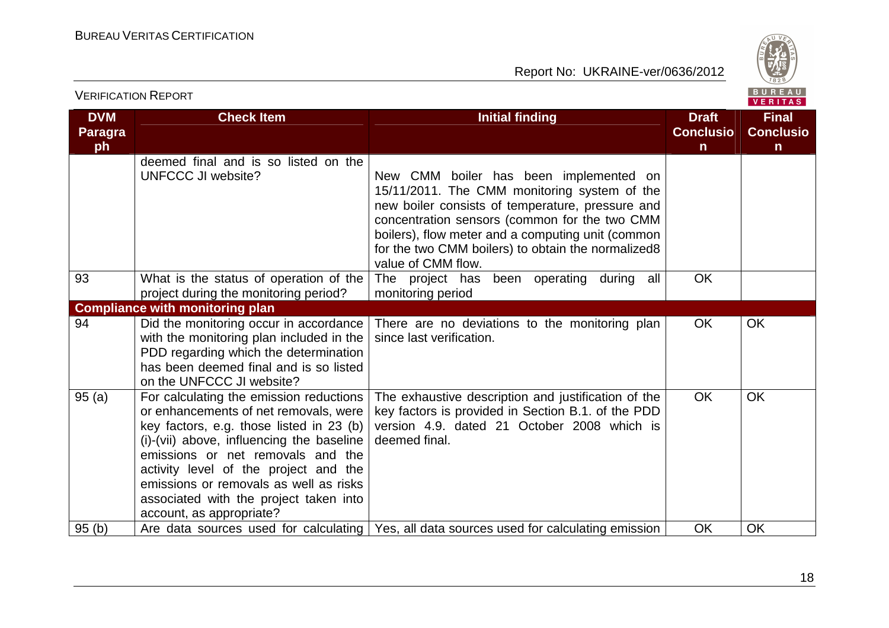| DVM Paragraph | Check Item | Initial finding | Draft Conclusion | Final Conclusion |
|---|---|---|---|---|
| | deemed final and is so listed on the UNFCCC JI website? | New CMM boiler has been implemented on 15/11/2011. The CMM monitoring system of the new boiler consists of temperature, pressure and concentration sensors (common for the two CMM boilers), flow meter and a computing unit (common for the two CMM boilers) to obtain the normalized8 value of CMM flow. | | |
| 93 | What is the status of operation of the project during the monitoring period? | The project has been operating during all monitoring period | OK | |
| **Compliance with monitoring plan** | | | | |
| 94 | Did the monitoring occur in accordance with the monitoring plan included in the PDD regarding which the determination has been deemed final and is so listed on the UNFCCC JI website? | There are no deviations to the monitoring plan since last verification. | OK | OK |
| 95 (a) | For calculating the emission reductions or enhancements of net removals, were key factors, e.g. those listed in 23 (b) (i)-(vii) above, influencing the baseline emissions or net removals and the activity level of the project and the emissions or removals as well as risks associated with the project taken into account, as appropriate? | The exhaustive description and justification of the key factors is provided in Section B.1. of the PDD version 4.9. dated 21 October 2008 which is deemed final. | OK | OK |
| 95 (b) | Are data sources used for calculating | Yes, all data sources used for calculating emission | OK | OK |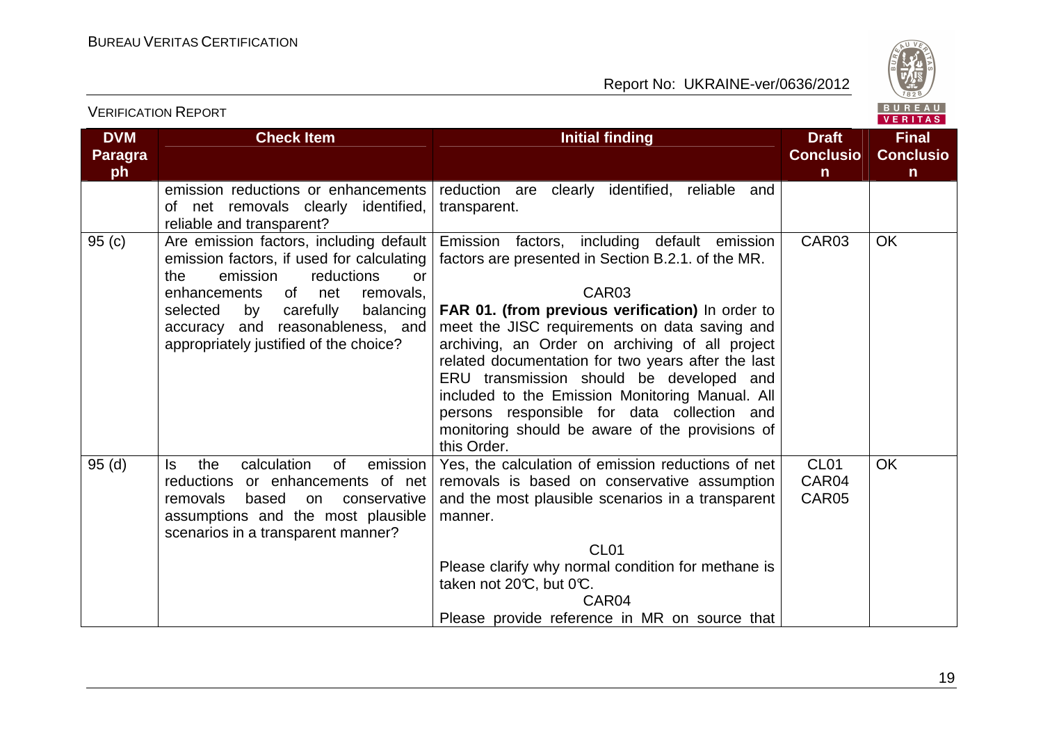| DVM Paragraph | Check Item | Initial finding | Draft Conclusion | Final Conclusion |
|---|---|---|---|---|
| | emission reductions or enhancements of net removals clearly identified, reliable and transparent? | reduction are clearly identified, reliable and transparent. | | |
| 95 (c) | Are emission factors, including default emission factors, if used for calculating the emission reductions or enhancements of net removals, selected by carefully balancing accuracy and reasonableness, and appropriately justified of the choice? | Emission factors, including default emission factors are presented in Section B.2.1. of the MR.<br><br>CAR03<br>**FAR 01. (from previous verification)** In order to meet the JISC requirements on data saving and archiving, an Order on archiving of all project related documentation for two years after the last ERU transmission should be developed and included to the Emission Monitoring Manual. All persons responsible for data collection and monitoring should be aware of the provisions of this Order. | CAR03 | OK |
| 95 (d) | Is the calculation of emission reductions or enhancements of net removals based on conservative assumptions and the most plausible scenarios in a transparent manner? | Yes, the calculation of emission reductions of net removals is based on conservative assumption and the most plausible scenarios in a transparent manner.<br><br>CL01<br>Please clarify why normal condition for methane is taken not 20℃, but 0℃.<br>CAR04<br>Please provide reference in MR on source that | CL01<br>CAR04<br>CAR05 | OK |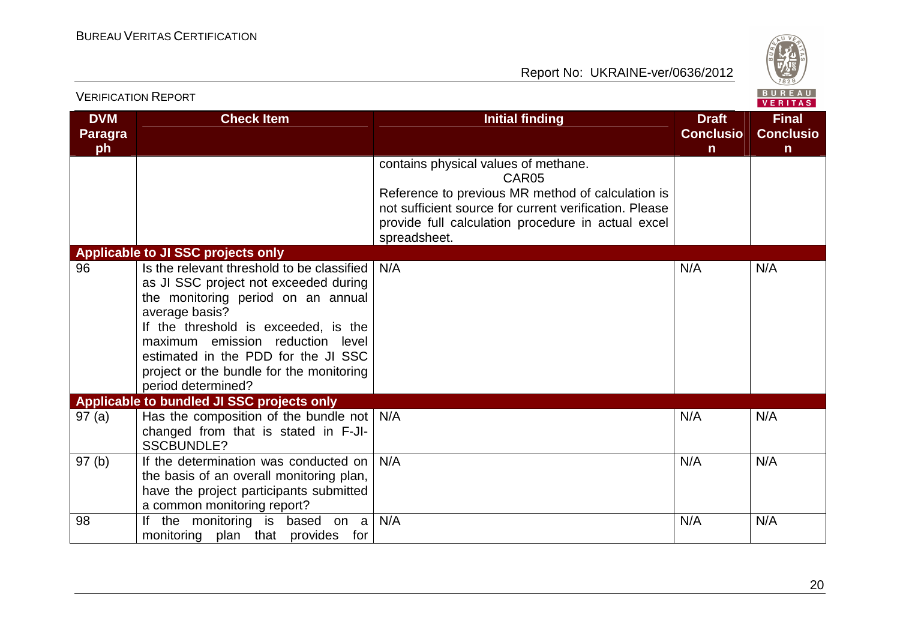| DVM Paragraph | Check Item | Initial finding | Draft Conclusion | Final Conclusion |
|---|---|---|---|---|
| | | contains physical values of methane.<br>CAR05<br>Reference to previous MR method of calculation is not sufficient source for current verification. Please provide full calculation procedure in actual excel spreadsheet. | | |
| **Applicable to JI SSC projects only** | | | | |
| 96 | Is the relevant threshold to be classified as JI SSC project not exceeded during the monitoring period on an annual average basis?<br>If the threshold is exceeded, is the maximum emission reduction level estimated in the PDD for the JI SSC project or the bundle for the monitoring period determined? | N/A | N/A | N/A |
| **Applicable to bundled JI SSC projects only** | | | | |
| 97 (a) | Has the composition of the bundle not changed from that is stated in F-JI-SSCBUNDLE? | N/A | N/A | N/A |
| 97 (b) | If the determination was conducted on the basis of an overall monitoring plan, have the project participants submitted a common monitoring report? | N/A | N/A | N/A |
| 98 | If the monitoring is based on a monitoring plan that provides for | N/A | N/A | N/A |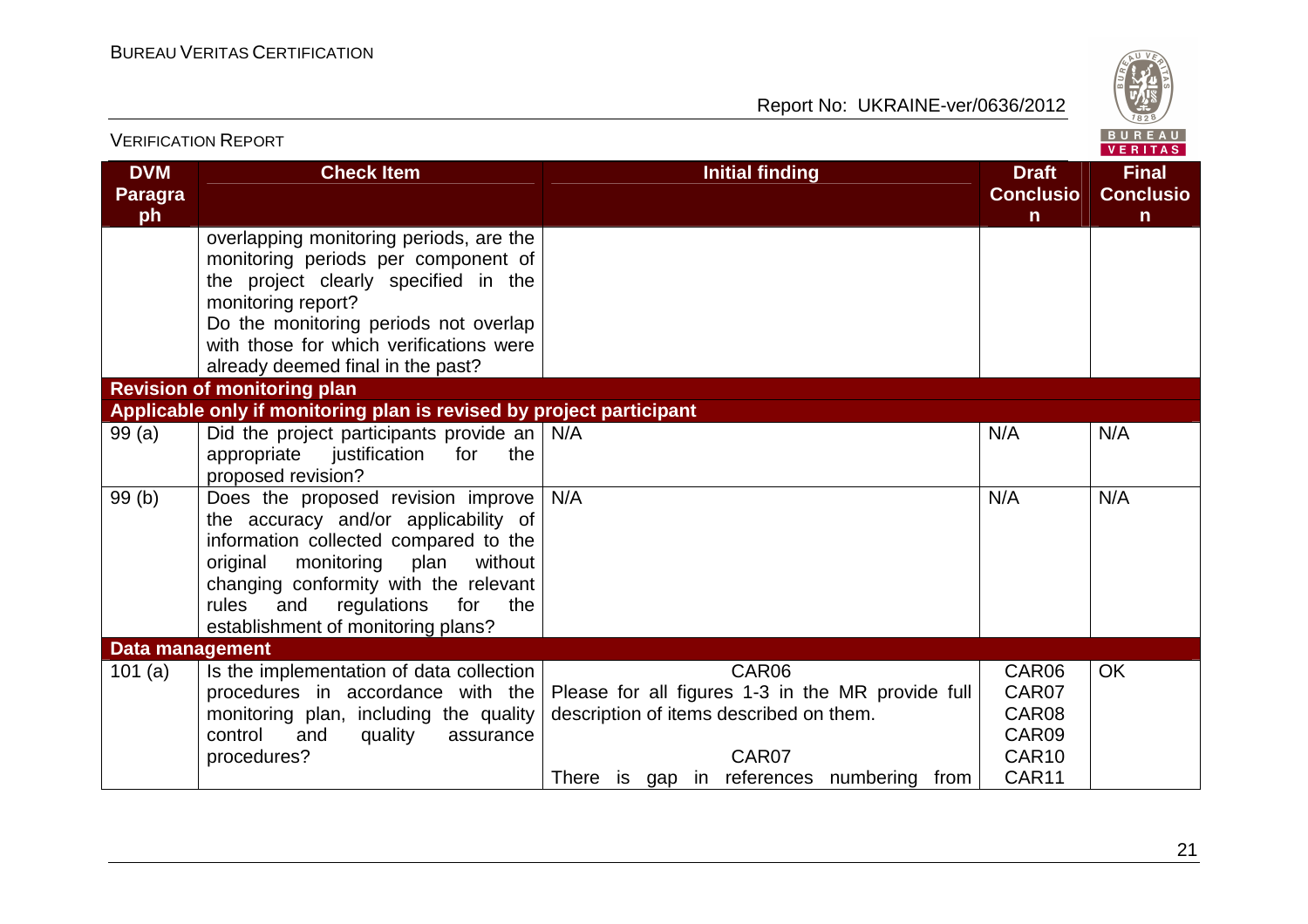| DVM Paragraph | Check Item | Initial finding | Draft Conclusion | Final Conclusion |
|---|---|---|---|---|
| | overlapping monitoring periods, are the monitoring periods per component of the project clearly specified in the monitoring report? Do the monitoring periods not overlap with those for which verifications were already deemed final in the past? | | | |
| **Revision of monitoring plan** | | | | |
| **Applicable only if monitoring plan is revised by project participant** | | | | |
| 99 (a) | Did the project participants provide an appropriate justification for the proposed revision? | N/A | N/A | N/A |
| 99 (b) | Does the proposed revision improve the accuracy and/or applicability of information collected compared to the original monitoring plan without changing conformity with the relevant rules and regulations for the establishment of monitoring plans? | N/A | N/A | N/A |
| **Data management** | | | | |
| 101 (a) | Is the implementation of data collection procedures in accordance with the monitoring plan, including the quality control and quality assurance procedures? | CAR06<br>Please for all figures 1-3 in the MR provide full description of items described on them.<br><br>CAR07<br>There is gap in references numbering from | CAR06<br>CAR07<br>CAR08<br>CAR09<br>CAR10<br>CAR11 | OK |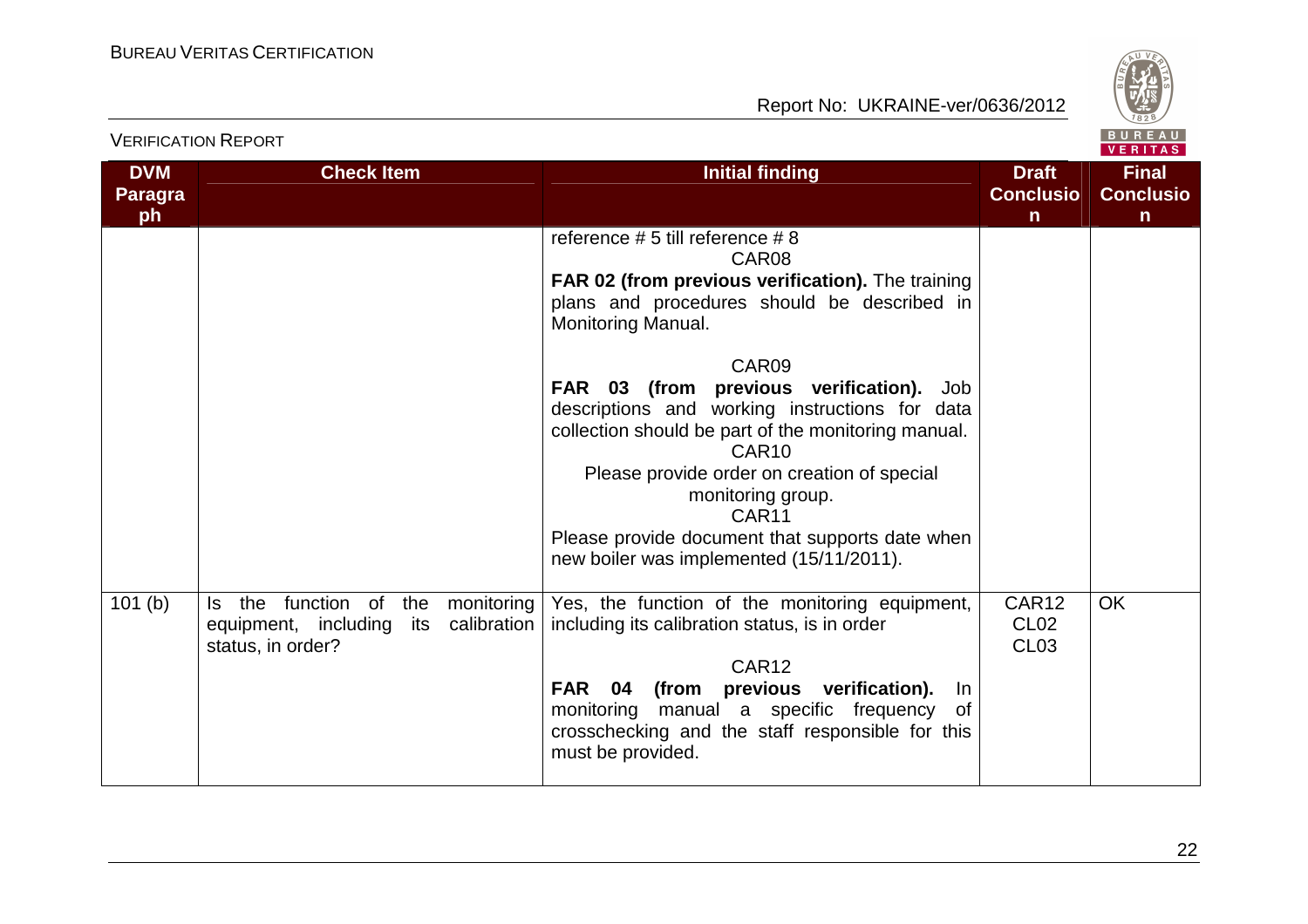| DVM Paragraph | Check Item | Initial finding | Draft Conclusion | Final Conclusion |
|---|---|---|---|---|
| | | reference # 5 till reference # 8<br>CAR08<br>**FAR 02 (from previous verification).** The training plans and procedures should be described in Monitoring Manual.<br><br>CAR09<br>**FAR 03 (from previous verification).** Job descriptions and working instructions for data collection should be part of the monitoring manual.<br>CAR10<br>Please provide order on creation of special monitoring group.<br>CAR11<br>Please provide document that supports date when new boiler was implemented (15/11/2011). | | |
| 101 (b) | Is the function of the monitoring equipment, including its calibration status, in order? | Yes, the function of the monitoring equipment, including its calibration status, is in order<br><br>CAR12<br>**FAR 04 (from previous verification).** In monitoring manual a specific frequency of crosschecking and the staff responsible for this must be provided. | CAR12<br>CL02<br>CL03 | OK |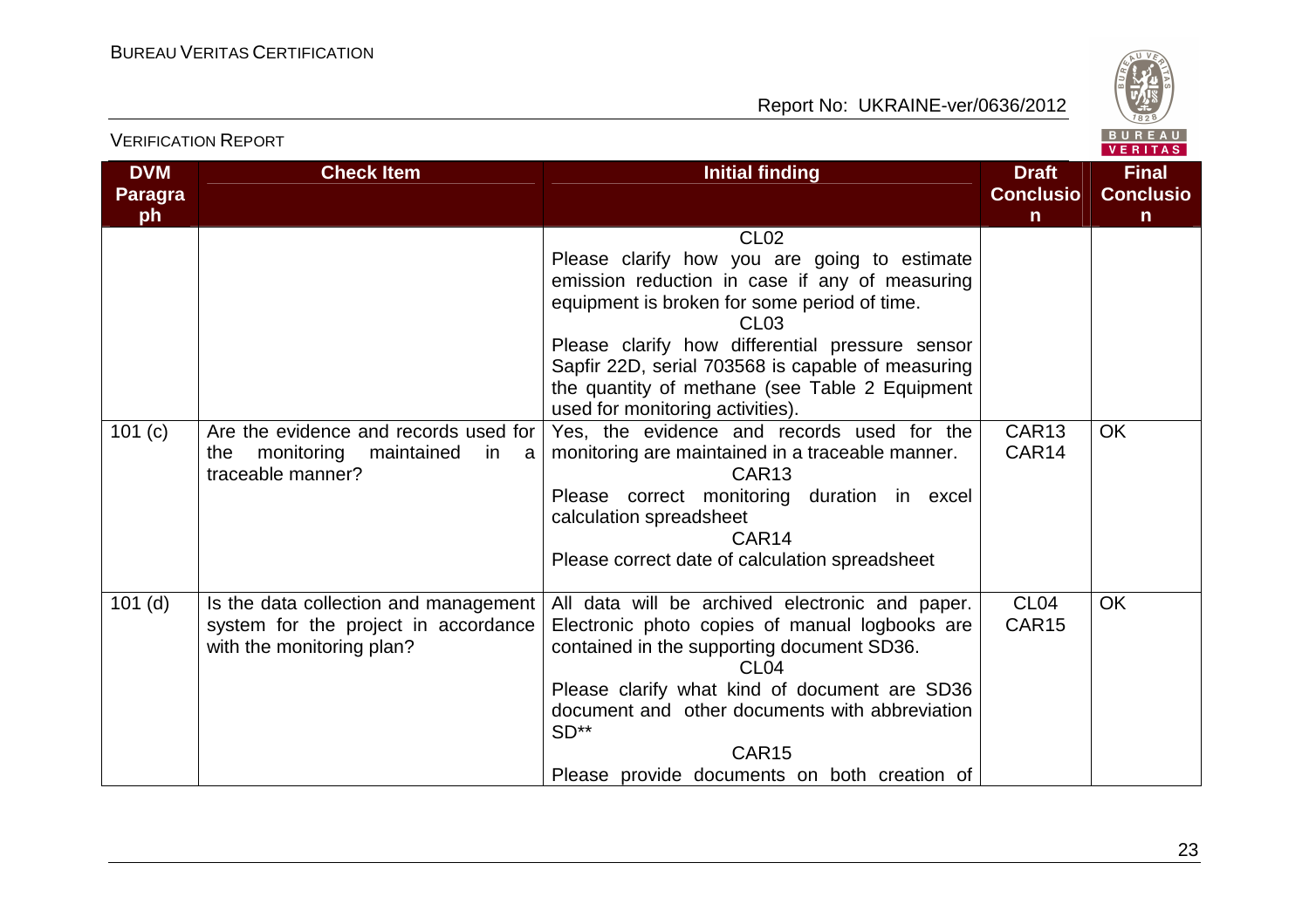| DVM Paragraph | Check Item | Initial finding | Draft Conclusion | Final Conclusion |
|---|---|---|---|---|
| | | CL02<br>Please clarify how you are going to estimate emission reduction in case if any of measuring equipment is broken for some period of time.<br>CL03<br>Please clarify how differential pressure sensor Sapfir 22D, serial 703568 is capable of measuring the quantity of methane (see Table 2 Equipment used for monitoring activities). | | |
| 101 (c) | Are the evidence and records used for the monitoring maintained in a traceable manner? | Yes, the evidence and records used for the monitoring are maintained in a traceable manner.<br>CAR13<br>Please correct monitoring duration in excel calculation spreadsheet<br>CAR14<br>Please correct date of calculation spreadsheet | CAR13<br>CAR14 | OK |
| 101 (d) | Is the data collection and management system for the project in accordance with the monitoring plan? | All data will be archived electronic and paper. Electronic photo copies of manual logbooks are contained in the supporting document SD36.<br>CL04<br>Please clarify what kind of document are SD36 document and other documents with abbreviation SD**<br>CAR15<br>Please provide documents on both creation of | CL04<br>CAR15 | OK |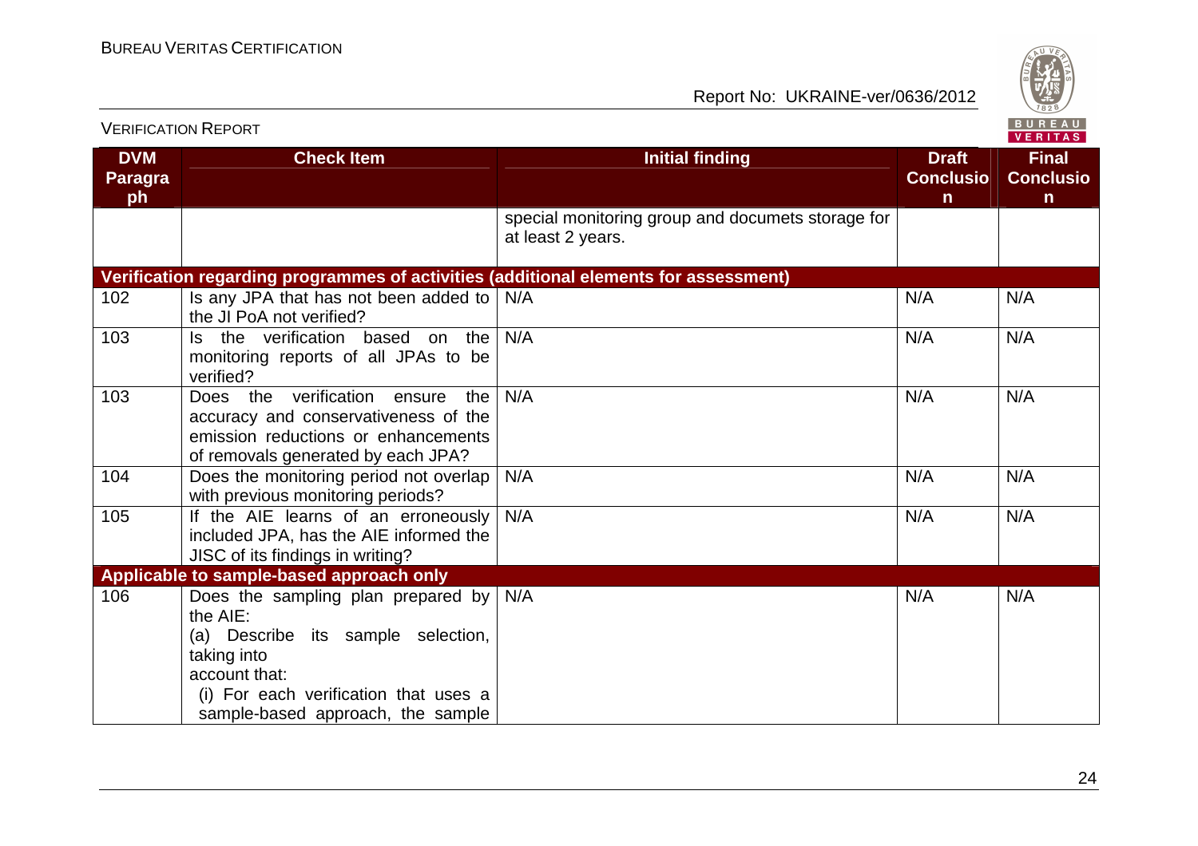| DVM Paragraph | Check Item | Initial finding | Draft Conclusion | Final Conclusion |
|---|---|---|---|---|
| | | special monitoring group and documets storage for at least 2 years. | | |
| **Verification regarding programmes of activities (additional elements for assessment)** | | | | |
| 102 | Is any JPA that has not been added to the JI PoA not verified? | N/A | N/A | N/A |
| 103 | Is the verification based on the monitoring reports of all JPAs to be verified? | N/A | N/A | N/A |
| 103 | Does the verification ensure the accuracy and conservativeness of the emission reductions or enhancements of removals generated by each JPA? | N/A | N/A | N/A |
| 104 | Does the monitoring period not overlap with previous monitoring periods? | N/A | N/A | N/A |
| 105 | If the AIE learns of an erroneously included JPA, has the AIE informed the JISC of its findings in writing? | N/A | N/A | N/A |
| **Applicable to sample-based approach only** | | | | |
| 106 | Does the sampling plan prepared by the AIE:<br>(a) Describe its sample selection, taking into account that:<br>(i) For each verification that uses a sample-based approach, the sample | N/A | N/A | N/A |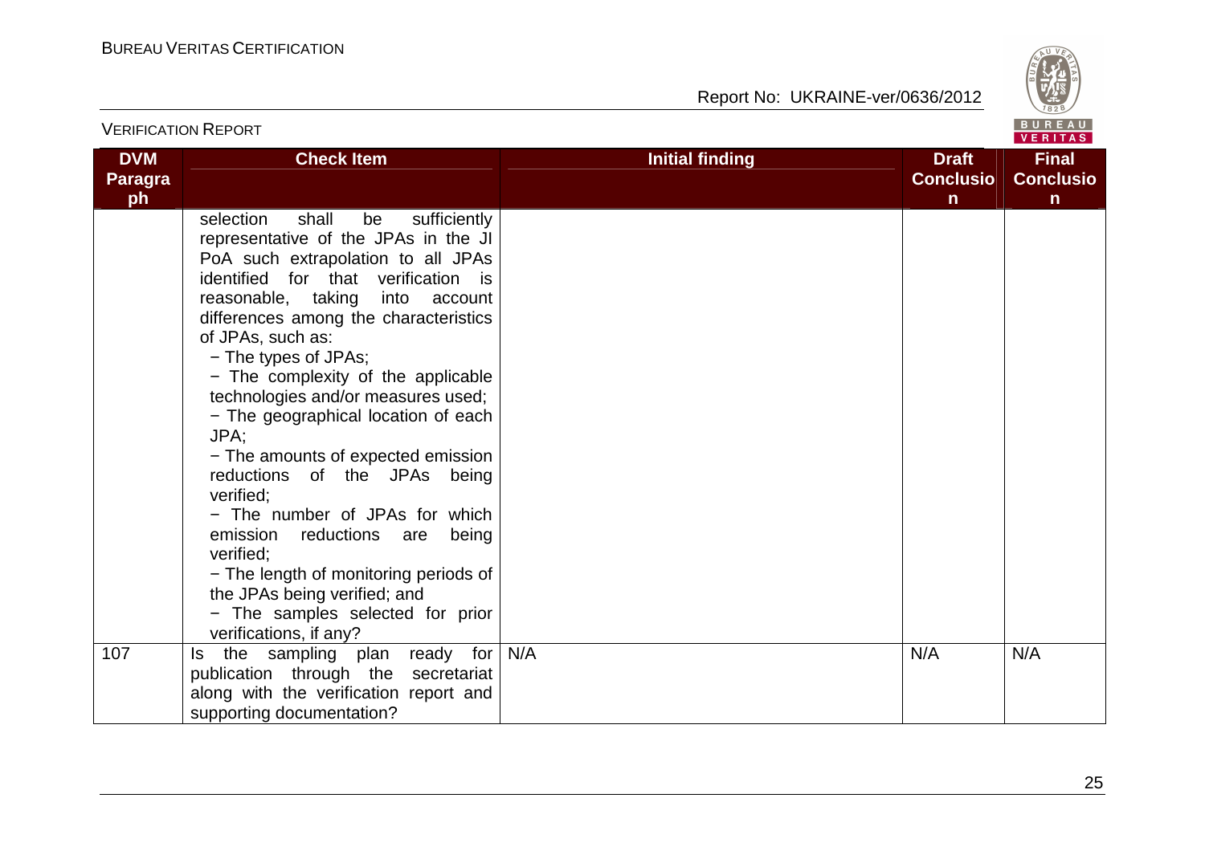| DVM Paragraph | Check Item | Initial finding | Draft Conclusion | Final Conclusion |
|---|---|---|---|---|
| | selection shall be sufficiently representative of the JPAs in the JI PoA such extrapolation to all JPAs identified for that verification is reasonable, taking into account differences among the characteristics of JPAs, such as:<br>− The types of JPAs;<br>− The complexity of the applicable technologies and/or measures used;<br>− The geographical location of each JPA;<br>− The amounts of expected emission reductions of the JPAs being verified;<br>− The number of JPAs for which emission reductions are being verified;<br>− The length of monitoring periods of the JPAs being verified; and<br>− The samples selected for prior verifications, if any? | | | |
| 107 | Is the sampling plan ready for publication through the secretariat along with the verification report and supporting documentation? | N/A | N/A | N/A |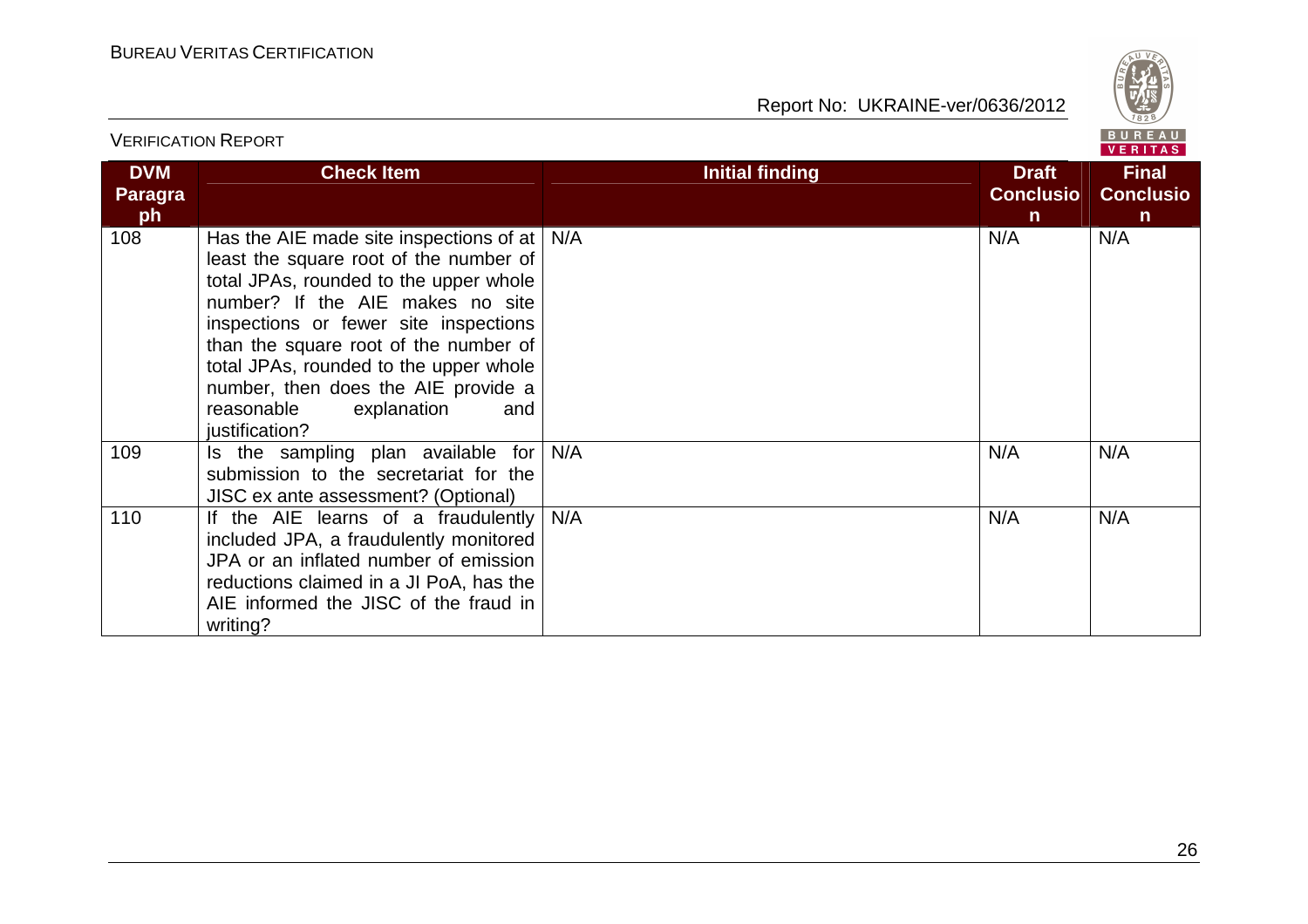| DVM Paragraph | Check Item | Initial finding | Draft Conclusion | Final Conclusion |
|---|---|---|---|---|
| 108 | Has the AIE made site inspections of at least the square root of the number of total JPAs, rounded to the upper whole number? If the AIE makes no site inspections or fewer site inspections than the square root of the number of total JPAs, rounded to the upper whole number, then does the AIE provide a reasonable explanation and justification? | N/A | N/A | N/A |
| 109 | Is the sampling plan available for submission to the secretariat for the JISC ex ante assessment? (Optional) | N/A | N/A | N/A |
| 110 | If the AIE learns of a fraudulently included JPA, a fraudulently monitored JPA or an inflated number of emission reductions claimed in a JI PoA, has the AIE informed the JISC of the fraud in writing? | N/A | N/A | N/A |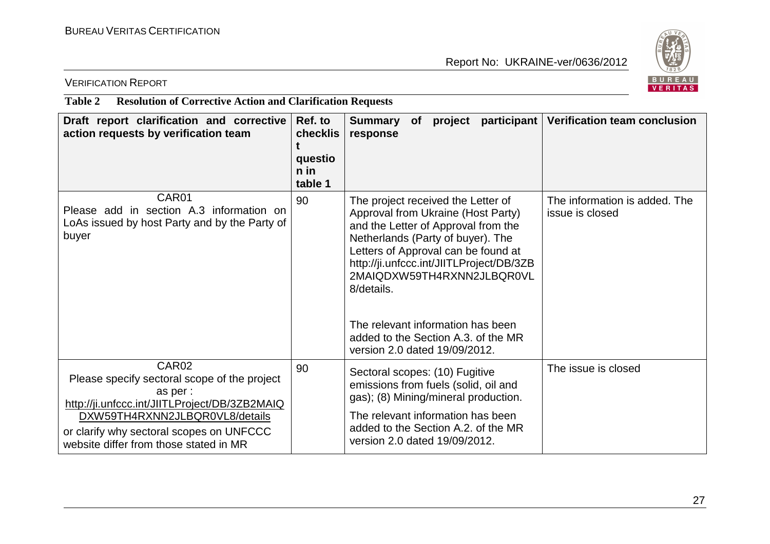**Table 2 Resolution of Corrective Action and Clarification Requests**

| Draft report clarification and corrective action requests by verification team | Ref. to checklist question in table 1 | Summary of project participant response | Verification team conclusion |
|---|---|---|---|
| CAR01<br>Please add in section A.3 information on LoAs issued by host Party and by the Party of buyer | 90 | The project received the Letter of Approval from Ukraine (Host Party) and the Letter of Approval from the Netherlands (Party of buyer). The Letters of Approval can be found at http://ji.unfccc.int/JIITLProject/DB/3ZB2MAIQDXW59TH4RXNN2JLBQR0VL8/details.<br><br>The relevant information has been added to the Section A.3. of the MR version 2.0 dated 19/09/2012. | The information is added. The issue is closed |
| CAR02<br>Please specify sectoral scope of the project as per : http://ji.unfccc.int/JIITLProject/DB/3ZB2MAIQDXW59TH4RXNN2JLBQR0VL8/details or clarify why sectoral scopes on UNFCCC website differ from those stated in MR | 90 | Sectoral scopes: (10) Fugitive emissions from fuels (solid, oil and gas); (8) Mining/mineral production.<br>The relevant information has been added to the Section A.2. of the MR version 2.0 dated 19/09/2012. | The issue is closed |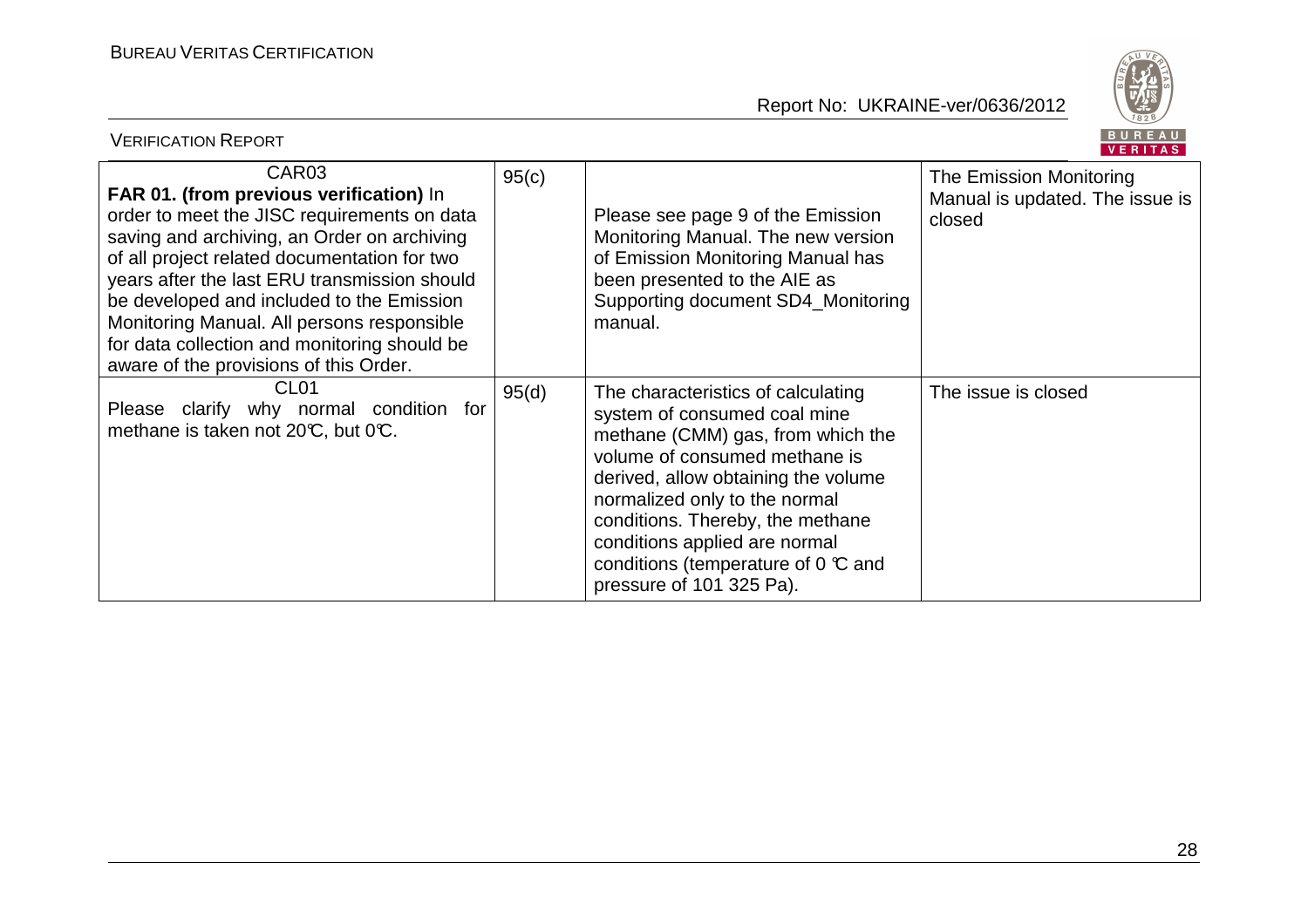| | | | |
|---|---|---|---|
| CAR03<br>**FAR 01. (from previous verification)** In order to meet the JISC requirements on data saving and archiving, an Order on archiving of all project related documentation for two years after the last ERU transmission should be developed and included to the Emission Monitoring Manual. All persons responsible for data collection and monitoring should be aware of the provisions of this Order. | 95(c) | Please see page 9 of the Emission Monitoring Manual. The new version of Emission Monitoring Manual has been presented to the AIE as Supporting document SD4_Monitoring manual. | The Emission Monitoring Manual is updated. The issue is closed |
| CL01<br>Please clarify why normal condition for methane is taken not 20℃, but 0℃. | 95(d) | The characteristics of calculating system of consumed coal mine methane (CMM) gas, from which the volume of consumed methane is derived, allow obtaining the volume normalized only to the normal conditions. Thereby, the methane conditions applied are normal conditions (temperature of 0 ℃ and pressure of 101 325 Pa). | The issue is closed |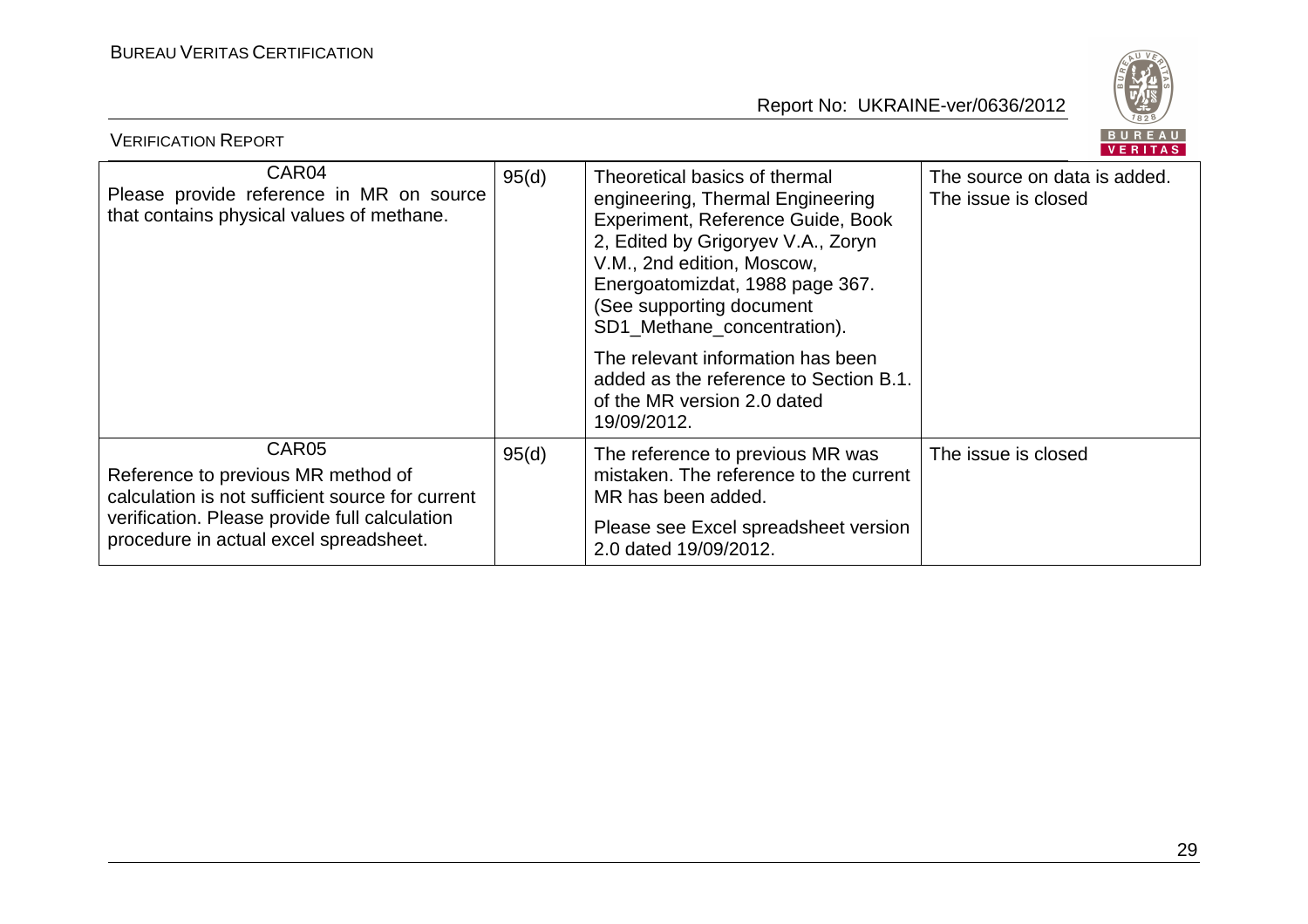| CAR04 Please provide reference in MR on source that contains physical values of methane. | 95(d) | Theoretical basics of thermal engineering, Thermal Engineering Experiment, Reference Guide, Book 2, Edited by Grigoryev V.A., Zoryn V.M., 2nd edition, Moscow, Energoatomizdat, 1988 page 367. (See supporting document SD1_Methane_concentration).<br><br>The relevant information has been added as the reference to Section B.1. of the MR version 2.0 dated 19/09/2012. | The source on data is added. The issue is closed |
|---|---|---|---|
| CAR05 Reference to previous MR method of calculation is not sufficient source for current verification. Please provide full calculation procedure in actual excel spreadsheet. | 95(d) | The reference to previous MR was mistaken. The reference to the current MR has been added.<br><br>Please see Excel spreadsheet version 2.0 dated 19/09/2012. | The issue is closed |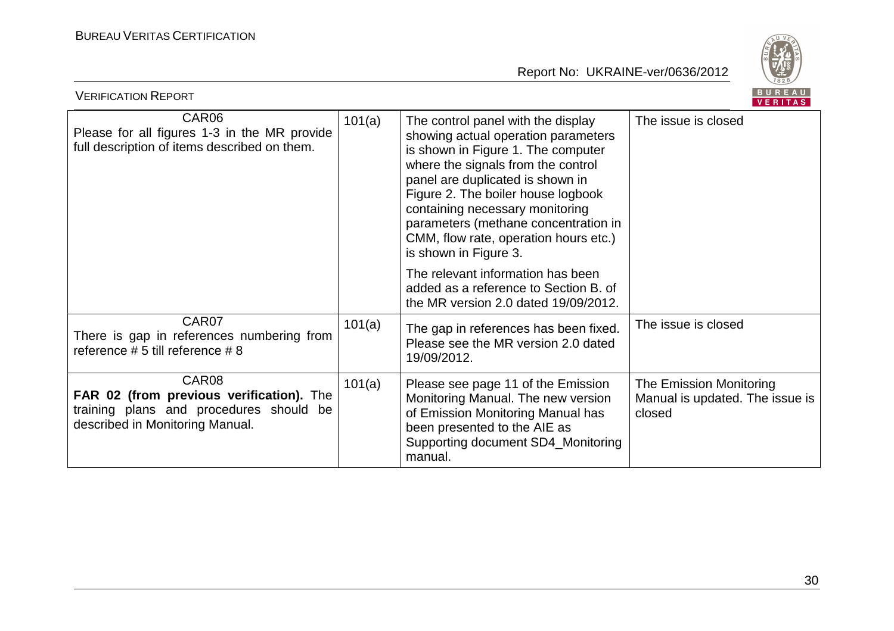| | | | |
|---|---|---|---|
| CAR06<br>Please for all figures 1-3 in the MR provide full description of items described on them. | 101(a) | The control panel with the display showing actual operation parameters is shown in Figure 1. The computer where the signals from the control panel are duplicated is shown in Figure 2. The boiler house logbook containing necessary monitoring parameters (methane concentration in CMM, flow rate, operation hours etc.) is shown in Figure 3.<br>The relevant information has been added as a reference to Section B. of the MR version 2.0 dated 19/09/2012. | The issue is closed |
| CAR07<br>There is gap in references numbering from reference # 5 till reference # 8 | 101(a) | The gap in references has been fixed. Please see the MR version 2.0 dated 19/09/2012. | The issue is closed |
| CAR08<br>**FAR 02 (from previous verification).** The training plans and procedures should be described in Monitoring Manual. | 101(a) | Please see page 11 of the Emission Monitoring Manual. The new version of Emission Monitoring Manual has been presented to the AIE as Supporting document SD4_Monitoring manual. | The Emission Monitoring Manual is updated. The issue is closed |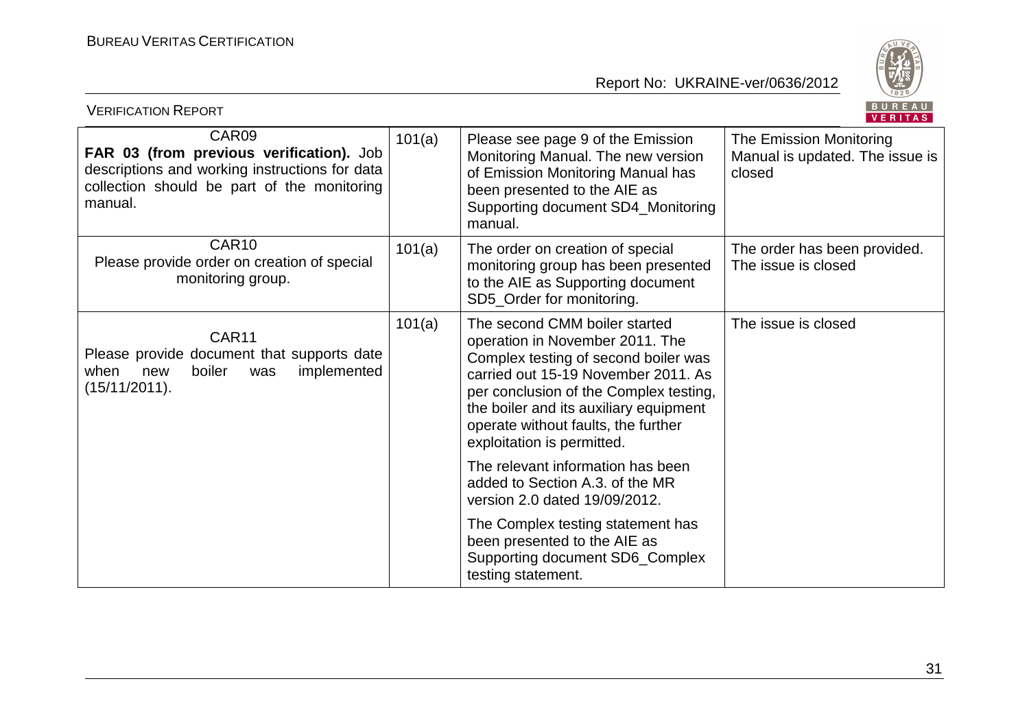| | | | |
|---|---|---|---|
| CAR09<br>**FAR 03 (from previous verification).** Job descriptions and working instructions for data collection should be part of the monitoring manual. | 101(a) | Please see page 9 of the Emission Monitoring Manual. The new version of Emission Monitoring Manual has been presented to the AIE as Supporting document SD4_Monitoring manual. | The Emission Monitoring Manual is updated. The issue is closed |
| CAR10<br>Please provide order on creation of special monitoring group. | 101(a) | The order on creation of special monitoring group has been presented to the AIE as Supporting document SD5_Order for monitoring. | The order has been provided. The issue is closed |
| CAR11<br>Please provide document that supports date when new boiler was implemented (15/11/2011). | 101(a) | The second CMM boiler started operation in November 2011. The Complex testing of second boiler was carried out 15-19 November 2011. As per conclusion of the Complex testing, the boiler and its auxiliary equipment operate without faults, the further exploitation is permitted.<br><br>The relevant information has been added to Section A.3. of the MR version 2.0 dated 19/09/2012.<br><br>The Complex testing statement has been presented to the AIE as Supporting document SD6_Complex testing statement. | The issue is closed |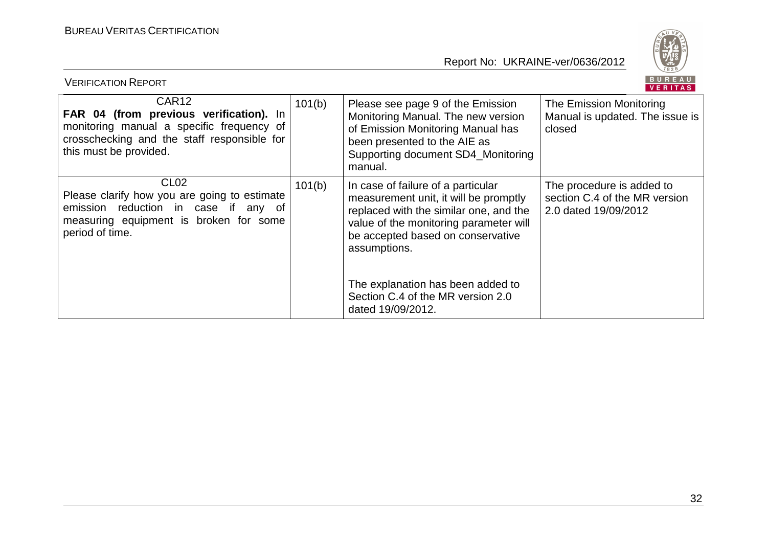| CAR12<br>**FAR 04 (from previous verification).** In monitoring manual a specific frequency of crosschecking and the staff responsible for this must be provided. | 101(b) | Please see page 9 of the Emission Monitoring Manual. The new version of Emission Monitoring Manual has been presented to the AIE as Supporting document SD4_Monitoring manual. | The Emission Monitoring Manual is updated. The issue is closed |
|---|---|---|---|
| CL02<br>Please clarify how you are going to estimate emission reduction in case if any of measuring equipment is broken for some period of time. | 101(b) | In case of failure of a particular measurement unit, it will be promptly replaced with the similar one, and the value of the monitoring parameter will be accepted based on conservative assumptions.<br><br>The explanation has been added to Section C.4 of the MR version 2.0 dated 19/09/2012. | The procedure is added to section C.4 of the MR version 2.0 dated 19/09/2012 |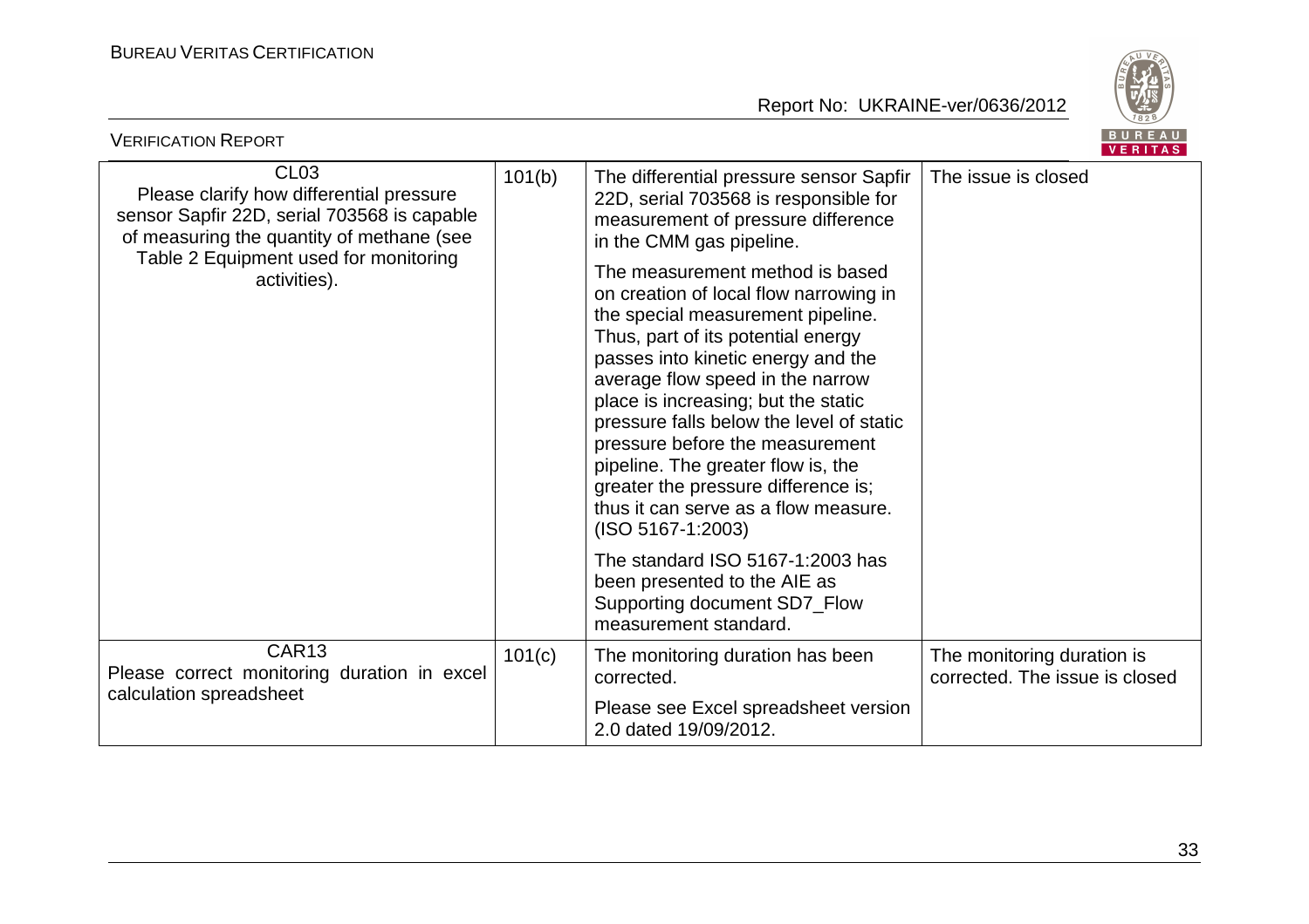| CL03 Please clarify how differential pressure sensor Sapfir 22D, serial 703568 is capable of measuring the quantity of methane (see Table 2 Equipment used for monitoring activities). | 101(b) | The differential pressure sensor Sapfir 22D, serial 703568 is responsible for measurement of pressure difference in the CMM gas pipeline. <br><br> The measurement method is based on creation of local flow narrowing in the special measurement pipeline. Thus, part of its potential energy passes into kinetic energy and the average flow speed in the narrow place is increasing; but the static pressure falls below the level of static pressure before the measurement pipeline. The greater flow is, the greater the pressure difference is; thus it can serve as a flow measure. (ISO 5167-1:2003) <br><br> The standard ISO 5167-1:2003 has been presented to the AIE as Supporting document SD7_Flow measurement standard. | The issue is closed |
|---|---|---|---|
| CAR13 Please correct monitoring duration in excel calculation spreadsheet | 101(c) | The monitoring duration has been corrected. <br><br> Please see Excel spreadsheet version 2.0 dated 19/09/2012. | The monitoring duration is corrected. The issue is closed |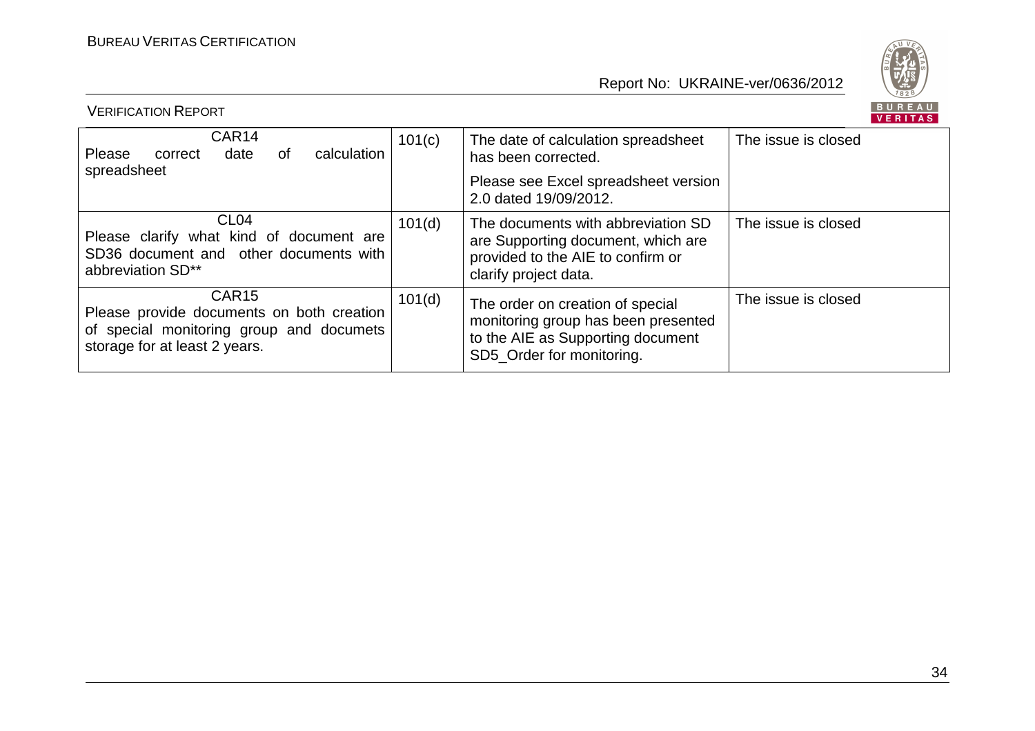| | | | |
|---|---|---|---|
| CAR14<br>Please correct date of calculation spreadsheet | 101(c) | The date of calculation spreadsheet has been corrected.<br>Please see Excel spreadsheet version 2.0 dated 19/09/2012. | The issue is closed |
| CL04<br>Please clarify what kind of document are SD36 document and other documents with abbreviation SD** | 101(d) | The documents with abbreviation SD are Supporting document, which are provided to the AIE to confirm or clarify project data. | The issue is closed |
| CAR15<br>Please provide documents on both creation of special monitoring group and documets storage for at least 2 years. | 101(d) | The order on creation of special monitoring group has been presented to the AIE as Supporting document SD5_Order for monitoring. | The issue is closed |